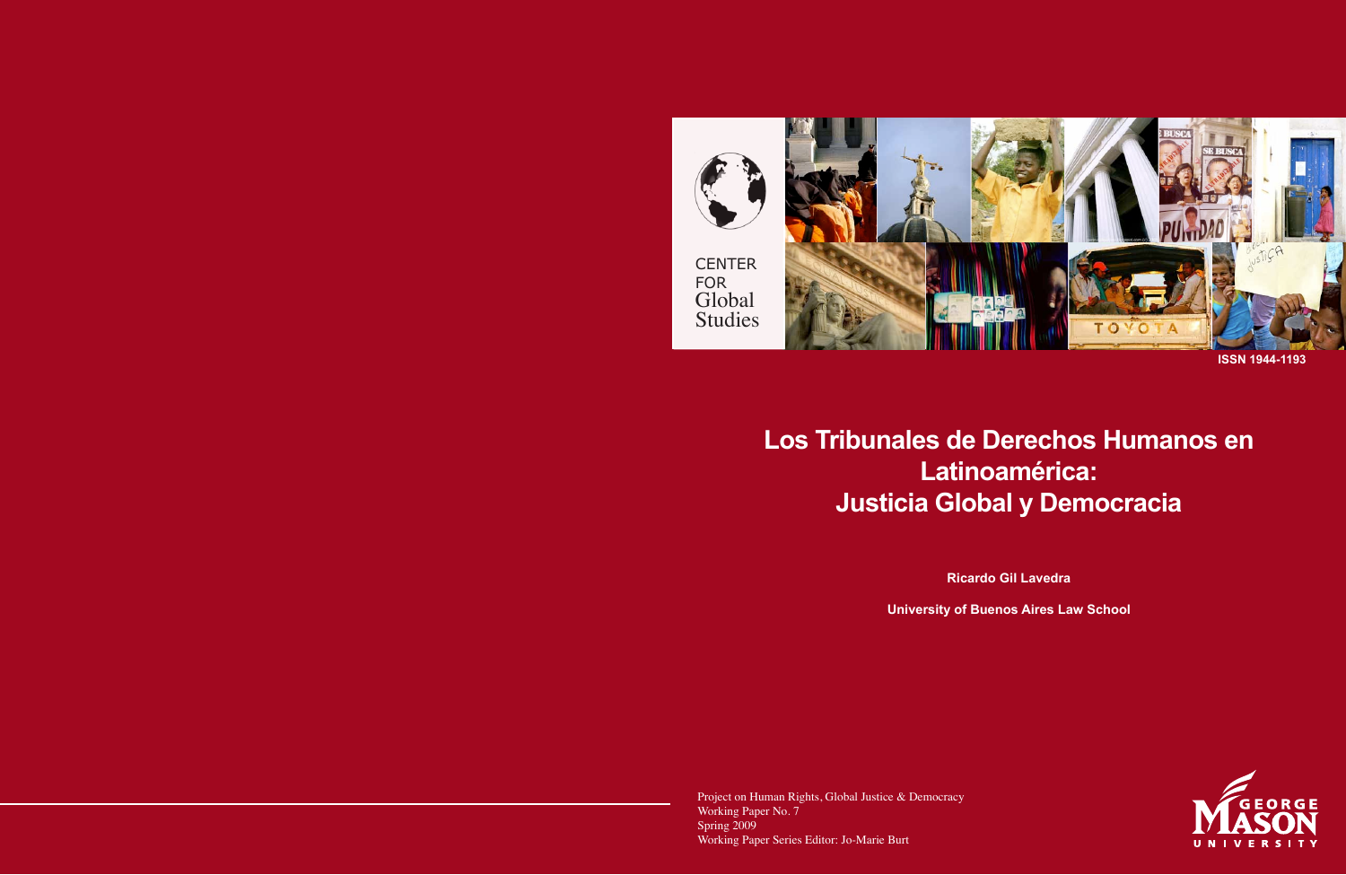CENTER FOR Global Studies

ISSN 1944-1193

# Los Tribunales de Derechos Humanos en Latinoamérica: Justicia Global y Democracia

**Ricardo Gil Lavedra**

**University of Buenos Aires Law School**

Project on Human Rights, Global Justice & Democracy
Working Paper No. 7
Spring 2009
Working Paper Series Editor: Jo-Marie Burt

GEORGE MASON UNIVERSITY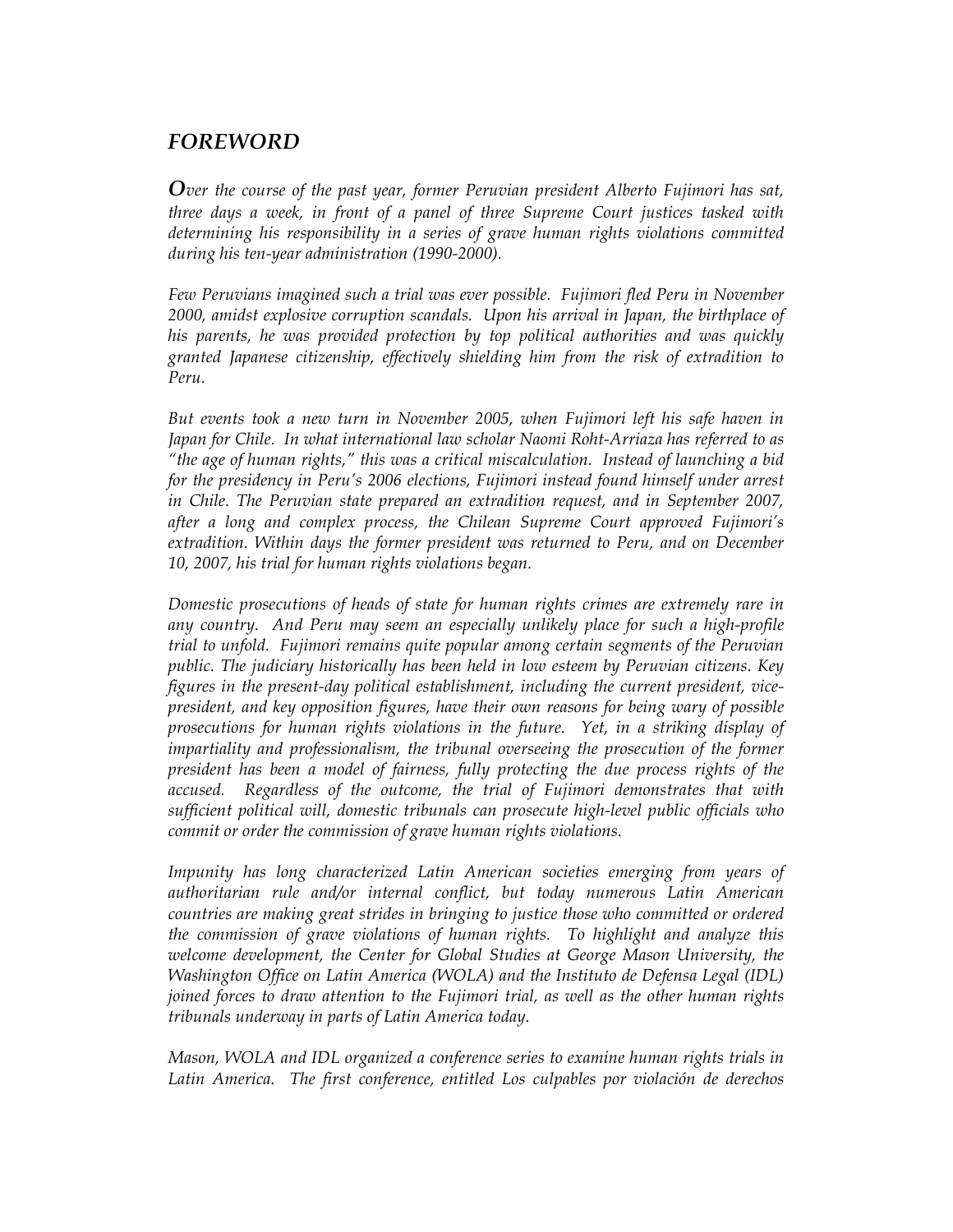## *FOREWORD*

***O****ver the course of the past year, former Peruvian president Alberto Fujimori has sat, three days a week, in front of a panel of three Supreme Court justices tasked with determining his responsibility in a series of grave human rights violations committed during his ten-year administration (1990-2000).*

*Few Peruvians imagined such a trial was ever possible. Fujimori fled Peru in November 2000, amidst explosive corruption scandals. Upon his arrival in Japan, the birthplace of his parents, he was provided protection by top political authorities and was quickly granted Japanese citizenship, effectively shielding him from the risk of extradition to Peru.*

*But events took a new turn in November 2005, when Fujimori left his safe haven in Japan for Chile. In what international law scholar Naomi Roht-Arriaza has referred to as "the age of human rights," this was a critical miscalculation. Instead of launching a bid for the presidency in Peru's 2006 elections, Fujimori instead found himself under arrest in Chile. The Peruvian state prepared an extradition request, and in September 2007, after a long and complex process, the Chilean Supreme Court approved Fujimori's extradition. Within days the former president was returned to Peru, and on December 10, 2007, his trial for human rights violations began.*

*Domestic prosecutions of heads of state for human rights crimes are extremely rare in any country. And Peru may seem an especially unlikely place for such a high-profile trial to unfold. Fujimori remains quite popular among certain segments of the Peruvian public. The judiciary historically has been held in low esteem by Peruvian citizens. Key figures in the present-day political establishment, including the current president, vice-president, and key opposition figures, have their own reasons for being wary of possible prosecutions for human rights violations in the future. Yet, in a striking display of impartiality and professionalism, the tribunal overseeing the prosecution of the former president has been a model of fairness, fully protecting the due process rights of the accused. Regardless of the outcome, the trial of Fujimori demonstrates that with sufficient political will, domestic tribunals can prosecute high-level public officials who commit or order the commission of grave human rights violations.*

*Impunity has long characterized Latin American societies emerging from years of authoritarian rule and/or internal conflict, but today numerous Latin American countries are making great strides in bringing to justice those who committed or ordered the commission of grave violations of human rights. To highlight and analyze this welcome development, the Center for Global Studies at George Mason University, the Washington Office on Latin America (WOLA) and the Instituto de Defensa Legal (IDL) joined forces to draw attention to the Fujimori trial, as well as the other human rights tribunals underway in parts of Latin America today.*

*Mason, WOLA and IDL organized a conference series to examine human rights trials in Latin America. The first conference, entitled Los culpables por violación de derechos*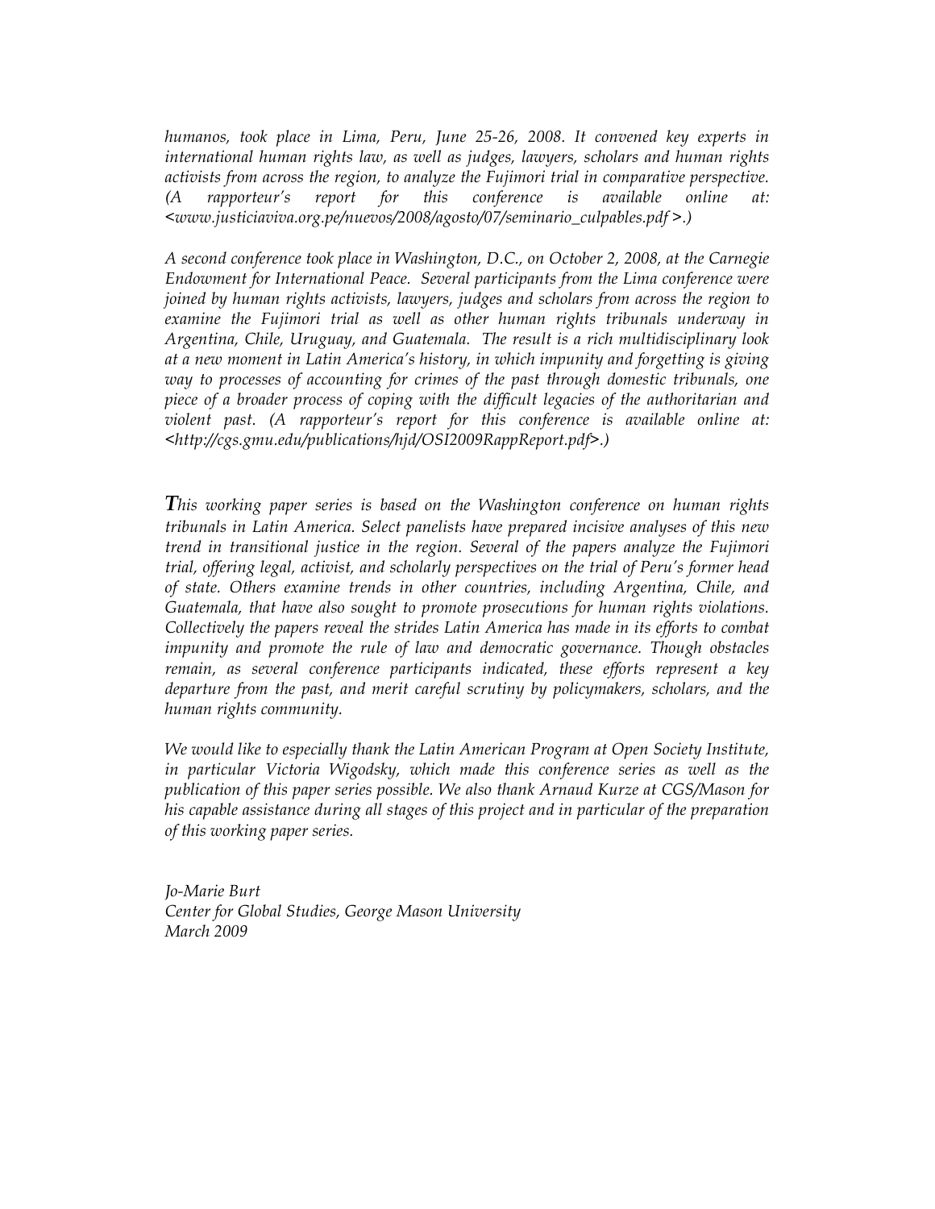*humanos, took place in Lima, Peru, June 25-26, 2008. It convened key experts in international human rights law, as well as judges, lawyers, scholars and human rights activists from across the region, to analyze the Fujimori trial in comparative perspective. (A rapporteur's report for this conference is available online at: <www.justiciaviva.org.pe/nuevos/2008/agosto/07/seminario_culpables.pdf >.)*

*A second conference took place in Washington, D.C., on October 2, 2008, at the Carnegie Endowment for International Peace. Several participants from the Lima conference were joined by human rights activists, lawyers, judges and scholars from across the region to examine the Fujimori trial as well as other human rights tribunals underway in Argentina, Chile, Uruguay, and Guatemala. The result is a rich multidisciplinary look at a new moment in Latin America's history, in which impunity and forgetting is giving way to processes of accounting for crimes of the past through domestic tribunals, one piece of a broader process of coping with the difficult legacies of the authoritarian and violent past. (A rapporteur's report for this conference is available online at: <http://cgs.gmu.edu/publications/hjd/OSI2009RappReport.pdf>.)*

***T**his working paper series is based on the Washington conference on human rights tribunals in Latin America. Select panelists have prepared incisive analyses of this new trend in transitional justice in the region. Several of the papers analyze the Fujimori trial, offering legal, activist, and scholarly perspectives on the trial of Peru's former head of state. Others examine trends in other countries, including Argentina, Chile, and Guatemala, that have also sought to promote prosecutions for human rights violations. Collectively the papers reveal the strides Latin America has made in its efforts to combat impunity and promote the rule of law and democratic governance. Though obstacles remain, as several conference participants indicated, these efforts represent a key departure from the past, and merit careful scrutiny by policymakers, scholars, and the human rights community.*

*We would like to especially thank the Latin American Program at Open Society Institute, in particular Victoria Wigodsky, which made this conference series as well as the publication of this paper series possible. We also thank Arnaud Kurze at CGS/Mason for his capable assistance during all stages of this project and in particular of the preparation of this working paper series.*

*Jo-Marie Burt*
*Center for Global Studies, George Mason University*
*March 2009*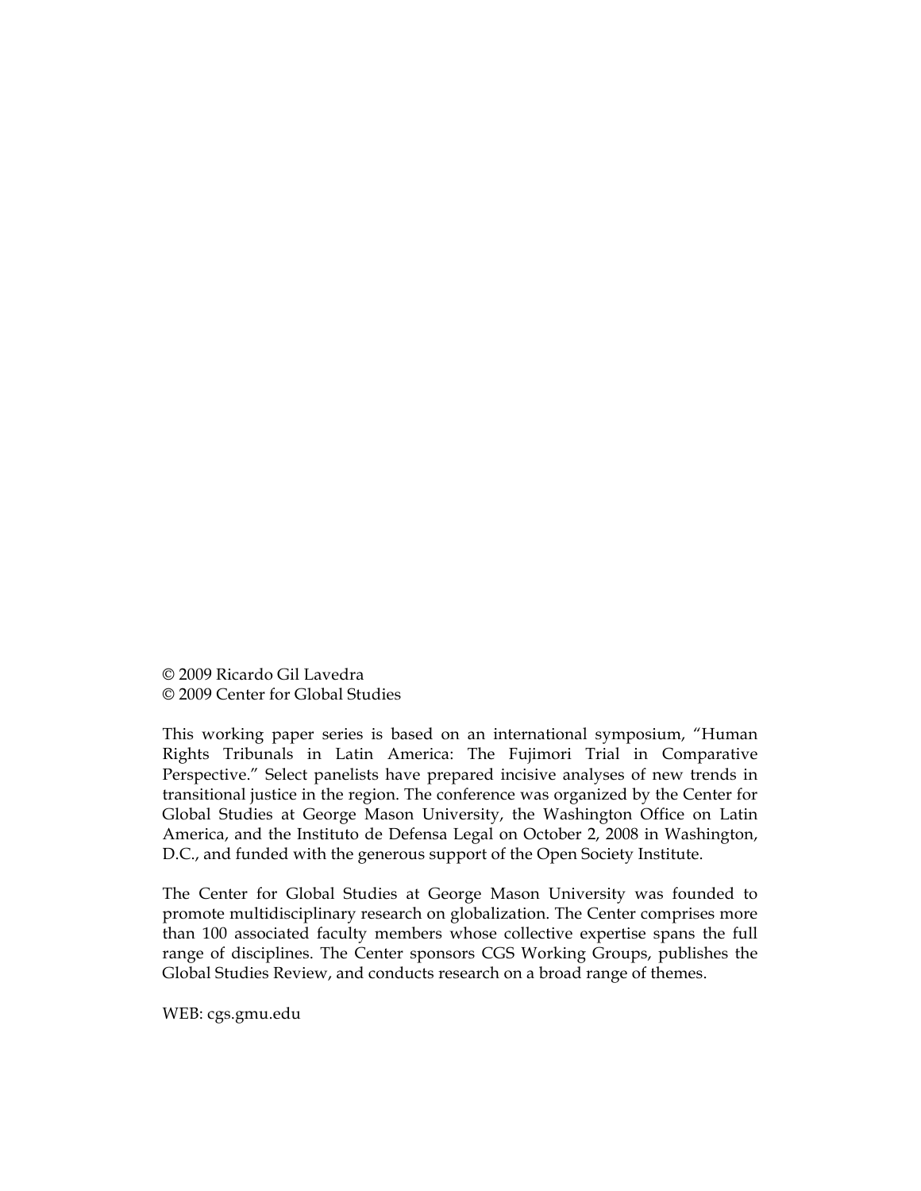© 2009 Ricardo Gil Lavedra
© 2009 Center for Global Studies

This working paper series is based on an international symposium, "Human Rights Tribunals in Latin America: The Fujimori Trial in Comparative Perspective." Select panelists have prepared incisive analyses of new trends in transitional justice in the region. The conference was organized by the Center for Global Studies at George Mason University, the Washington Office on Latin America, and the Instituto de Defensa Legal on October 2, 2008 in Washington, D.C., and funded with the generous support of the Open Society Institute.

The Center for Global Studies at George Mason University was founded to promote multidisciplinary research on globalization. The Center comprises more than 100 associated faculty members whose collective expertise spans the full range of disciplines. The Center sponsors CGS Working Groups, publishes the Global Studies Review, and conducts research on a broad range of themes.

WEB: cgs.gmu.edu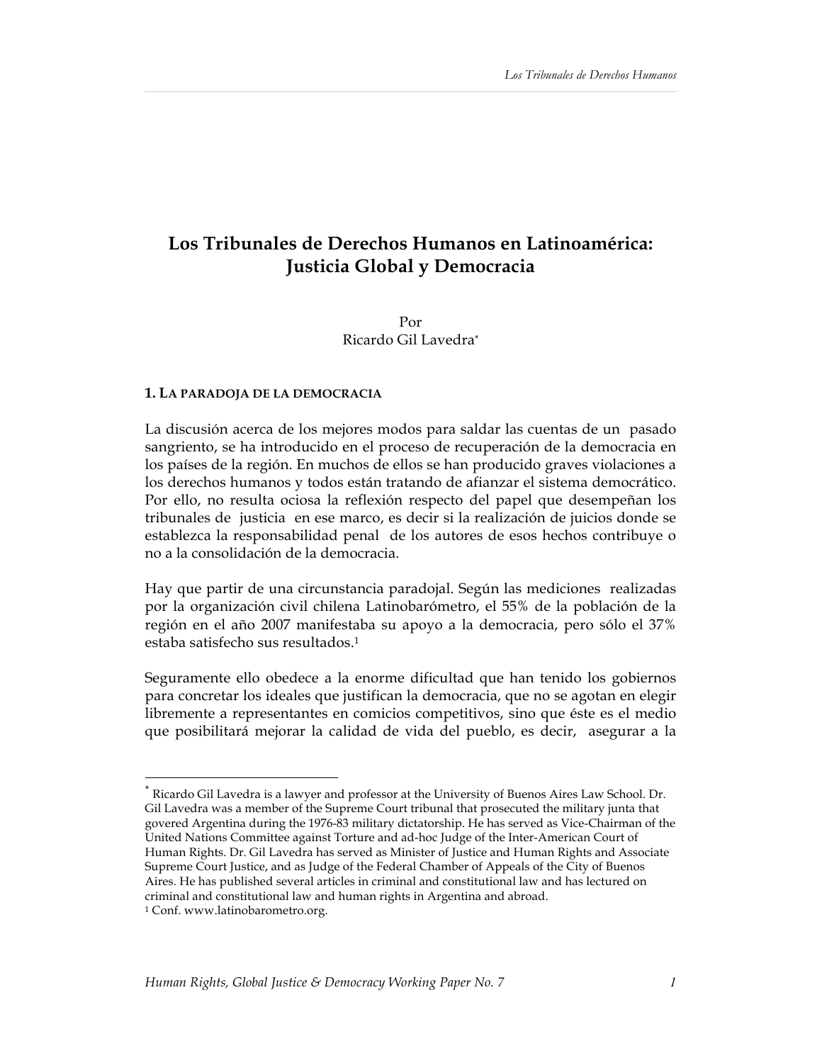# Los Tribunales de Derechos Humanos en Latinoamérica: Justicia Global y Democracia

Por
Ricardo Gil Lavedra*

## 1. La paradoja de la democracia

La discusión acerca de los mejores modos para saldar las cuentas de un pasado sangriento, se ha introducido en el proceso de recuperación de la democracia en los países de la región. En muchos de ellos se han producido graves violaciones a los derechos humanos y todos están tratando de afianzar el sistema democrático. Por ello, no resulta ociosa la reflexión respecto del papel que desempeñan los tribunales de justicia en ese marco, es decir si la realización de juicios donde se establezca la responsabilidad penal de los autores de esos hechos contribuye o no a la consolidación de la democracia.

Hay que partir de una circunstancia paradojal. Según las mediciones realizadas por la organización civil chilena Latinobarómetro, el 55% de la población de la región en el año 2007 manifestaba su apoyo a la democracia, pero sólo el 37% estaba satisfecho sus resultados.[1]

Seguramente ello obedece a la enorme dificultad que han tenido los gobiernos para concretar los ideales que justifican la democracia, que no se agotan en elegir libremente a representantes en comicios competitivos, sino que éste es el medio que posibilitará mejorar la calidad de vida del pueblo, es decir, asegurar a la

---

* Ricardo Gil Lavedra is a lawyer and professor at the University of Buenos Aires Law School. Dr. Gil Lavedra was a member of the Supreme Court tribunal that prosecuted the military junta that govered Argentina during the 1976-83 military dictatorship. He has served as Vice-Chairman of the United Nations Committee against Torture and ad-hoc Judge of the Inter-American Court of Human Rights. Dr. Gil Lavedra has served as Minister of Justice and Human Rights and Associate Supreme Court Justice, and as Judge of the Federal Chamber of Appeals of the City of Buenos Aires. He has published several articles in criminal and constitutional law and has lectured on criminal and constitutional law and human rights in Argentina and abroad.

[1] Conf. www.latinobarometro.org.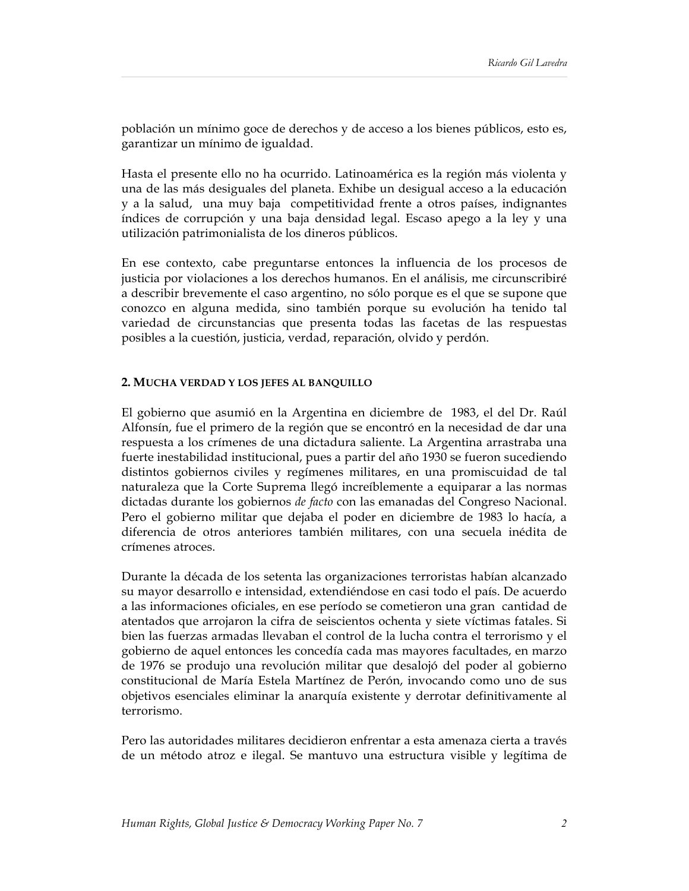población un mínimo goce de derechos y de acceso a los bienes públicos, esto es, garantizar un mínimo de igualdad.

Hasta el presente ello no ha ocurrido. Latinoamérica es la región más violenta y una de las más desiguales del planeta. Exhibe un desigual acceso a la educación y a la salud, una muy baja competitividad frente a otros países, indignantes índices de corrupción y una baja densidad legal. Escaso apego a la ley y una utilización patrimonialista de los dineros públicos.

En ese contexto, cabe preguntarse entonces la influencia de los procesos de justicia por violaciones a los derechos humanos. En el análisis, me circunscribiré a describir brevemente el caso argentino, no sólo porque es el que se supone que conozco en alguna medida, sino también porque su evolución ha tenido tal variedad de circunstancias que presenta todas las facetas de las respuestas posibles a la cuestión, justicia, verdad, reparación, olvido y perdón.

## 2. Mucha verdad y los jefes al banquillo

El gobierno que asumió en la Argentina en diciembre de 1983, el del Dr. Raúl Alfonsín, fue el primero de la región que se encontró en la necesidad de dar una respuesta a los crímenes de una dictadura saliente. La Argentina arrastraba una fuerte inestabilidad institucional, pues a partir del año 1930 se fueron sucediendo distintos gobiernos civiles y regímenes militares, en una promiscuidad de tal naturaleza que la Corte Suprema llegó increíblemente a equiparar a las normas dictadas durante los gobiernos *de facto* con las emanadas del Congreso Nacional. Pero el gobierno militar que dejaba el poder en diciembre de 1983 lo hacía, a diferencia de otros anteriores también militares, con una secuela inédita de crímenes atroces.

Durante la década de los setenta las organizaciones terroristas habían alcanzado su mayor desarrollo e intensidad, extendiéndose en casi todo el país. De acuerdo a las informaciones oficiales, en ese período se cometieron una gran cantidad de atentados que arrojaron la cifra de seiscientos ochenta y siete víctimas fatales. Si bien las fuerzas armadas llevaban el control de la lucha contra el terrorismo y el gobierno de aquel entonces les concedía cada mas mayores facultades, en marzo de 1976 se produjo una revolución militar que desalojó del poder al gobierno constitucional de María Estela Martínez de Perón, invocando como uno de sus objetivos esenciales eliminar la anarquía existente y derrotar definitivamente al terrorismo.

Pero las autoridades militares decidieron enfrentar a esta amenaza cierta a través de un método atroz e ilegal. Se mantuvo una estructura visible y legítima de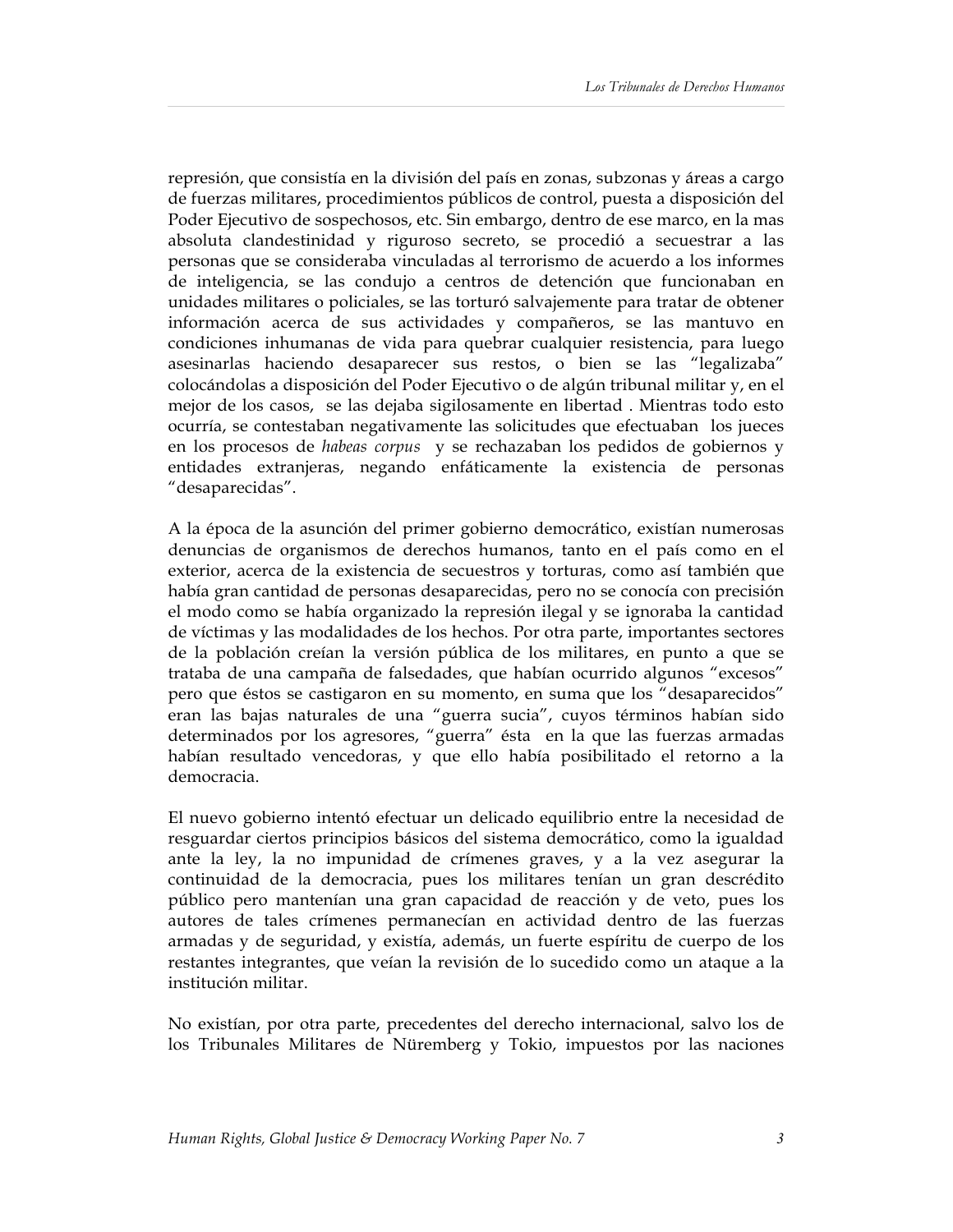represión, que consistía en la división del país en zonas, subzonas y áreas a cargo de fuerzas militares, procedimientos públicos de control, puesta a disposición del Poder Ejecutivo de sospechosos, etc. Sin embargo, dentro de ese marco, en la mas absoluta clandestinidad y riguroso secreto, se procedió a secuestrar a las personas que se consideraba vinculadas al terrorismo de acuerdo a los informes de inteligencia, se las condujo a centros de detención que funcionaban en unidades militares o policiales, se las torturó salvajemente para tratar de obtener información acerca de sus actividades y compañeros, se las mantuvo en condiciones inhumanas de vida para quebrar cualquier resistencia, para luego asesinarlas haciendo desaparecer sus restos, o bien se las "legalizaba" colocándolas a disposición del Poder Ejecutivo o de algún tribunal militar y, en el mejor de los casos, se las dejaba sigilosamente en libertad . Mientras todo esto ocurría, se contestaban negativamente las solicitudes que efectuaban los jueces en los procesos de *habeas corpus* y se rechazaban los pedidos de gobiernos y entidades extranjeras, negando enfáticamente la existencia de personas "desaparecidas".

A la época de la asunción del primer gobierno democrático, existían numerosas denuncias de organismos de derechos humanos, tanto en el país como en el exterior, acerca de la existencia de secuestros y torturas, como así también que había gran cantidad de personas desaparecidas, pero no se conocía con precisión el modo como se había organizado la represión ilegal y se ignoraba la cantidad de víctimas y las modalidades de los hechos. Por otra parte, importantes sectores de la población creían la versión pública de los militares, en punto a que se trataba de una campaña de falsedades, que habían ocurrido algunos "excesos" pero que éstos se castigaron en su momento, en suma que los "desaparecidos" eran las bajas naturales de una "guerra sucia", cuyos términos habían sido determinados por los agresores, "guerra" ésta en la que las fuerzas armadas habían resultado vencedoras, y que ello había posibilitado el retorno a la democracia.

El nuevo gobierno intentó efectuar un delicado equilibrio entre la necesidad de resguardar ciertos principios básicos del sistema democrático, como la igualdad ante la ley, la no impunidad de crímenes graves, y a la vez asegurar la continuidad de la democracia, pues los militares tenían un gran descrédito público pero mantenían una gran capacidad de reacción y de veto, pues los autores de tales crímenes permanecían en actividad dentro de las fuerzas armadas y de seguridad, y existía, además, un fuerte espíritu de cuerpo de los restantes integrantes, que veían la revisión de lo sucedido como un ataque a la institución militar.

No existían, por otra parte, precedentes del derecho internacional, salvo los de los Tribunales Militares de Nüremberg y Tokio, impuestos por las naciones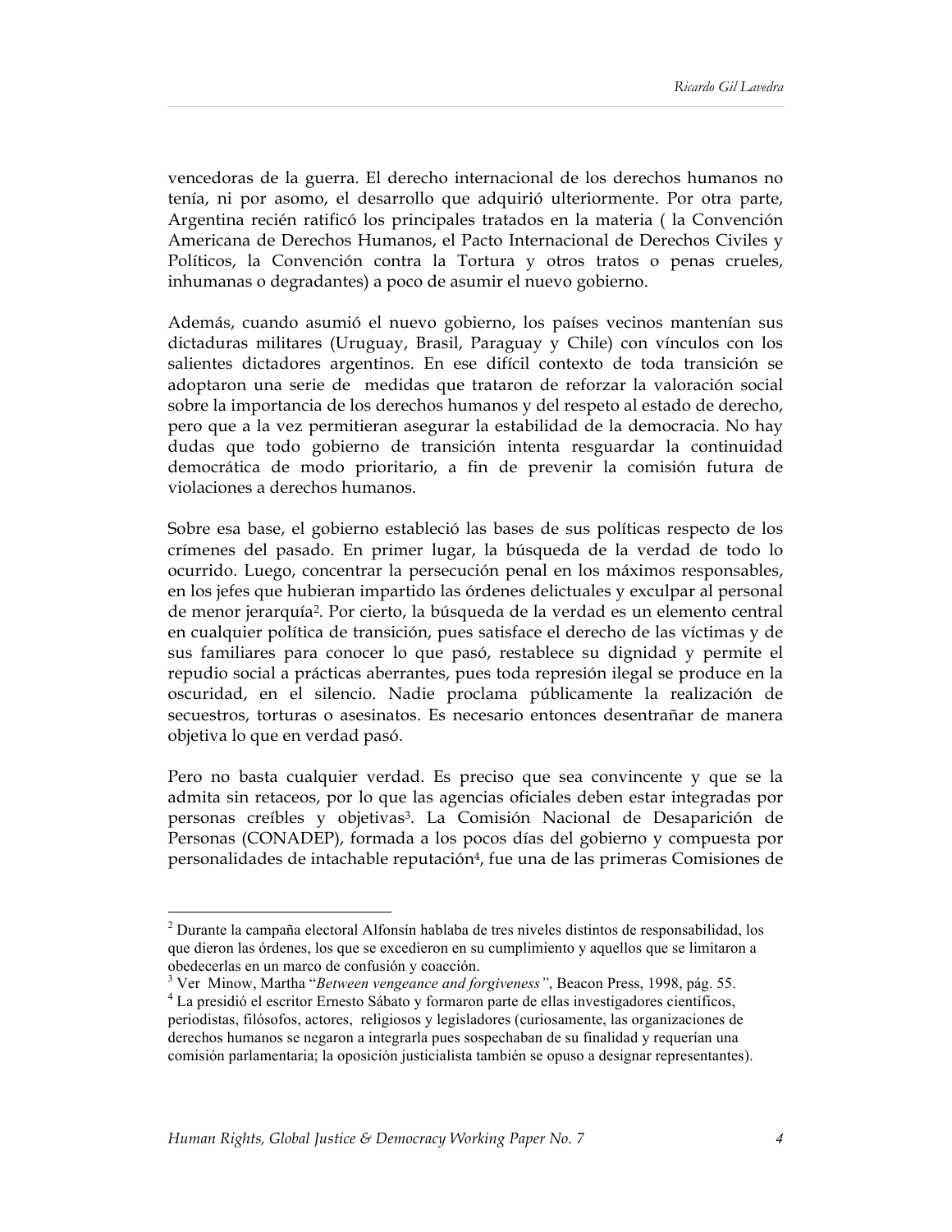vencedoras de la guerra. El derecho internacional de los derechos humanos no tenía, ni por asomo, el desarrollo que adquirió ulteriormente. Por otra parte, Argentina recién ratificó los principales tratados en la materia ( la Convención Americana de Derechos Humanos, el Pacto Internacional de Derechos Civiles y Políticos, la Convención contra la Tortura y otros tratos o penas crueles, inhumanas o degradantes) a poco de asumir el nuevo gobierno.

Además, cuando asumió el nuevo gobierno, los países vecinos mantenían sus dictaduras militares (Uruguay, Brasil, Paraguay y Chile) con vínculos con los salientes dictadores argentinos. En ese difícil contexto de toda transición se adoptaron una serie de medidas que trataron de reforzar la valoración social sobre la importancia de los derechos humanos y del respeto al estado de derecho, pero que a la vez permitieran asegurar la estabilidad de la democracia. No hay dudas que todo gobierno de transición intenta resguardar la continuidad democrática de modo prioritario, a fin de prevenir la comisión futura de violaciones a derechos humanos.

Sobre esa base, el gobierno estableció las bases de sus políticas respecto de los crímenes del pasado. En primer lugar, la búsqueda de la verdad de todo lo ocurrido. Luego, concentrar la persecución penal en los máximos responsables, en los jefes que hubieran impartido las órdenes delictuales y exculpar al personal de menor jerarquía[2]. Por cierto, la búsqueda de la verdad es un elemento central en cualquier política de transición, pues satisface el derecho de las víctimas y de sus familiares para conocer lo que pasó, restablece su dignidad y permite el repudio social a prácticas aberrantes, pues toda represión ilegal se produce en la oscuridad, en el silencio. Nadie proclama públicamente la realización de secuestros, torturas o asesinatos. Es necesario entonces desentrañar de manera objetiva lo que en verdad pasó.

Pero no basta cualquier verdad. Es preciso que sea convincente y que se la admita sin retaceos, por lo que las agencias oficiales deben estar integradas por personas creíbles y objetivas[3]. La Comisión Nacional de Desaparición de Personas (CONADEP), formada a los pocos días del gobierno y compuesta por personalidades de intachable reputación[4], fue una de las primeras Comisiones de

---

[2] Durante la campaña electoral Alfonsín hablaba de tres niveles distintos de responsabilidad, los que dieron las órdenes, los que se excedieron en su cumplimiento y aquellos que se limitaron a obedecerlas en un marco de confusión y coacción.

[3] Ver Minow, Martha "*Between vengeance and forgiveness*", Beacon Press, 1998, pág. 55.

[4] La presidió el escritor Ernesto Sábato y formaron parte de ellas investigadores científicos, periodistas, filósofos, actores, religiosos y legisladores (curiosamente, las organizaciones de derechos humanos se negaron a integrarla pues sospechaban de su finalidad y requerían una comisión parlamentaria; la oposición justicialista también se opuso a designar representantes).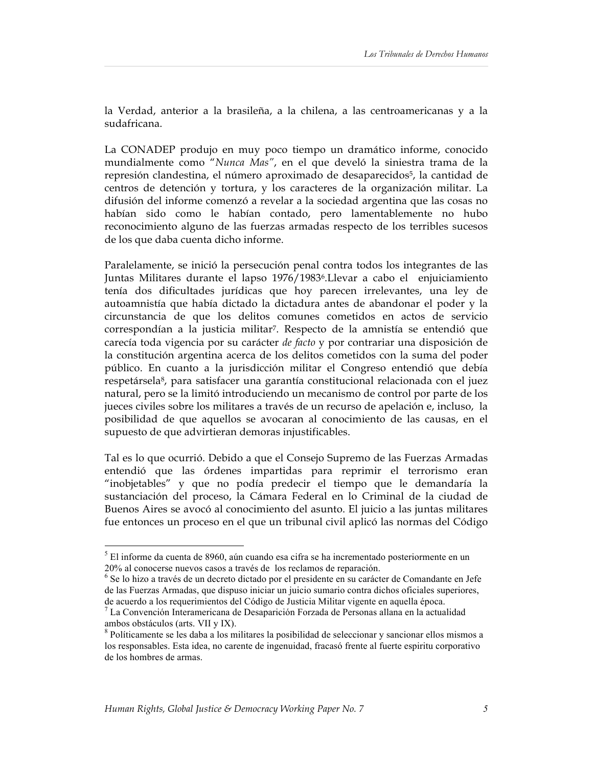la Verdad, anterior a la brasileña, a la chilena, a las centroamericanas y a la sudafricana.

La CONADEP produjo en muy poco tiempo un dramático informe, conocido mundialmente como "*Nunca Mas*", en el que develó la siniestra trama de la represión clandestina, el número aproximado de desaparecidos[5], la cantidad de centros de detención y tortura, y los caracteres de la organización militar. La difusión del informe comenzó a revelar a la sociedad argentina que las cosas no habían sido como le habían contado, pero lamentablemente no hubo reconocimiento alguno de las fuerzas armadas respecto de los terribles sucesos de los que daba cuenta dicho informe.

Paralelamente, se inició la persecución penal contra todos los integrantes de las Juntas Militares durante el lapso 1976/1983[6].Llevar a cabo el enjuiciamiento tenía dos dificultades jurídicas que hoy parecen irrelevantes, una ley de autoamnistía que había dictado la dictadura antes de abandonar el poder y la circunstancia de que los delitos comunes cometidos en actos de servicio correspondían a la justicia militar[7]. Respecto de la amnistía se entendió que carecía toda vigencia por su carácter *de facto* y por contrariar una disposición de la constitución argentina acerca de los delitos cometidos con la suma del poder público. En cuanto a la jurisdicción militar el Congreso entendió que debía respetársela[8], para satisfacer una garantía constitucional relacionada con el juez natural, pero se la limitó introduciendo un mecanismo de control por parte de los jueces civiles sobre los militares a través de un recurso de apelación e, incluso, la posibilidad de que aquellos se avocaran al conocimiento de las causas, en el supuesto de que advirtieran demoras injustificables.

Tal es lo que ocurrió. Debido a que el Consejo Supremo de las Fuerzas Armadas entendió que las órdenes impartidas para reprimir el terrorismo eran "inobjetables" y que no podía predecir el tiempo que le demandaría la sustanciación del proceso, la Cámara Federal en lo Criminal de la ciudad de Buenos Aires se avocó al conocimiento del asunto. El juicio a las juntas militares fue entonces un proceso en el que un tribunal civil aplicó las normas del Código

---

[5] El informe da cuenta de 8960, aún cuando esa cifra se ha incrementado posteriormente en un 20% al conocerse nuevos casos a través de los reclamos de reparación.

[6] Se lo hizo a través de un decreto dictado por el presidente en su carácter de Comandante en Jefe de las Fuerzas Armadas, que dispuso iniciar un juicio sumario contra dichos oficiales superiores, de acuerdo a los requerimientos del Código de Justicia Militar vigente en aquella época.

[7] La Convención Interamericana de Desaparición Forzada de Personas allana en la actualidad ambos obstáculos (arts. VII y IX).

[8] Políticamente se les daba a los militares la posibilidad de seleccionar y sancionar ellos mismos a los responsables. Esta idea, no carente de ingenuidad, fracasó frente al fuerte espiritu corporativo de los hombres de armas.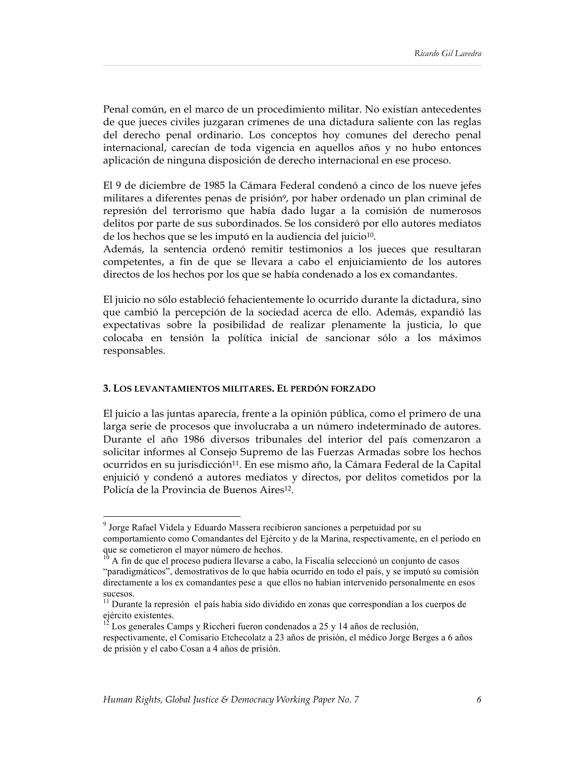Penal común, en el marco de un procedimiento militar. No existían antecedentes de que jueces civiles juzgaran crímenes de una dictadura saliente con las reglas del derecho penal ordinario. Los conceptos hoy comunes del derecho penal internacional, carecían de toda vigencia en aquellos años y no hubo entonces aplicación de ninguna disposición de derecho internacional en ese proceso.

El 9 de diciembre de 1985 la Cámara Federal condenó a cinco de los nueve jefes militares a diferentes penas de prisión[9], por haber ordenado un plan criminal de represión del terrorismo que había dado lugar a la comisión de numerosos delitos por parte de sus subordinados. Se los consideró por ello autores mediatos de los hechos que se les imputó en la audiencia del juicio[10].
Además, la sentencia ordenó remitir testimonios a los jueces que resultaran competentes, a fin de que se llevara a cabo el enjuiciamiento de los autores directos de los hechos por los que se había condenado a los ex comandantes.

El juicio no sólo estableció fehacientemente lo ocurrido durante la dictadura, sino que cambió la percepción de la sociedad acerca de ello. Además, expandió las expectativas sobre la posibilidad de realizar plenamente la justicia, lo que colocaba en tensión la política inicial de sancionar sólo a los máximos responsables.

### 3. Los levantamientos militares. El perdón forzado

El juicio a las juntas aparecía, frente a la opinión pública, como el primero de una larga serie de procesos que involucraba a un número indeterminado de autores. Durante el año 1986 diversos tribunales del interior del país comenzaron a solicitar informes al Consejo Supremo de las Fuerzas Armadas sobre los hechos ocurridos en su jurisdicción[11]. En ese mismo año, la Cámara Federal de la Capital enjuició y condenó a autores mediatos y directos, por delitos cometidos por la Policía de la Provincia de Buenos Aires[12].

---

[9] Jorge Rafael Videla y Eduardo Massera recibieron sanciones a perpetuidad por su comportamiento como Comandantes del Ejército y de la Marina, respectivamente, en el período en que se cometieron el mayor número de hechos.

[10] A fin de que el proceso pudiera llevarse a cabo, la Fiscalía seleccionó un conjunto de casos "paradigmáticos", demostrativos de lo que había ocurrido en todo el país, y se imputó su comisión directamente a los ex comandantes pese a que ellos no habían intervenido personalmente en esos sucesos.

[11] Durante la represión el país había sido dividido en zonas que correspondían a los cuerpos de ejército existentes.

[12] Los generales Camps y Riccheri fueron condenados a 25 y 14 años de reclusión, respectivamente, el Comisario Etchecolatz a 23 años de prisión, el médico Jorge Berges a 6 años de prisión y el cabo Cosan a 4 años de prisión.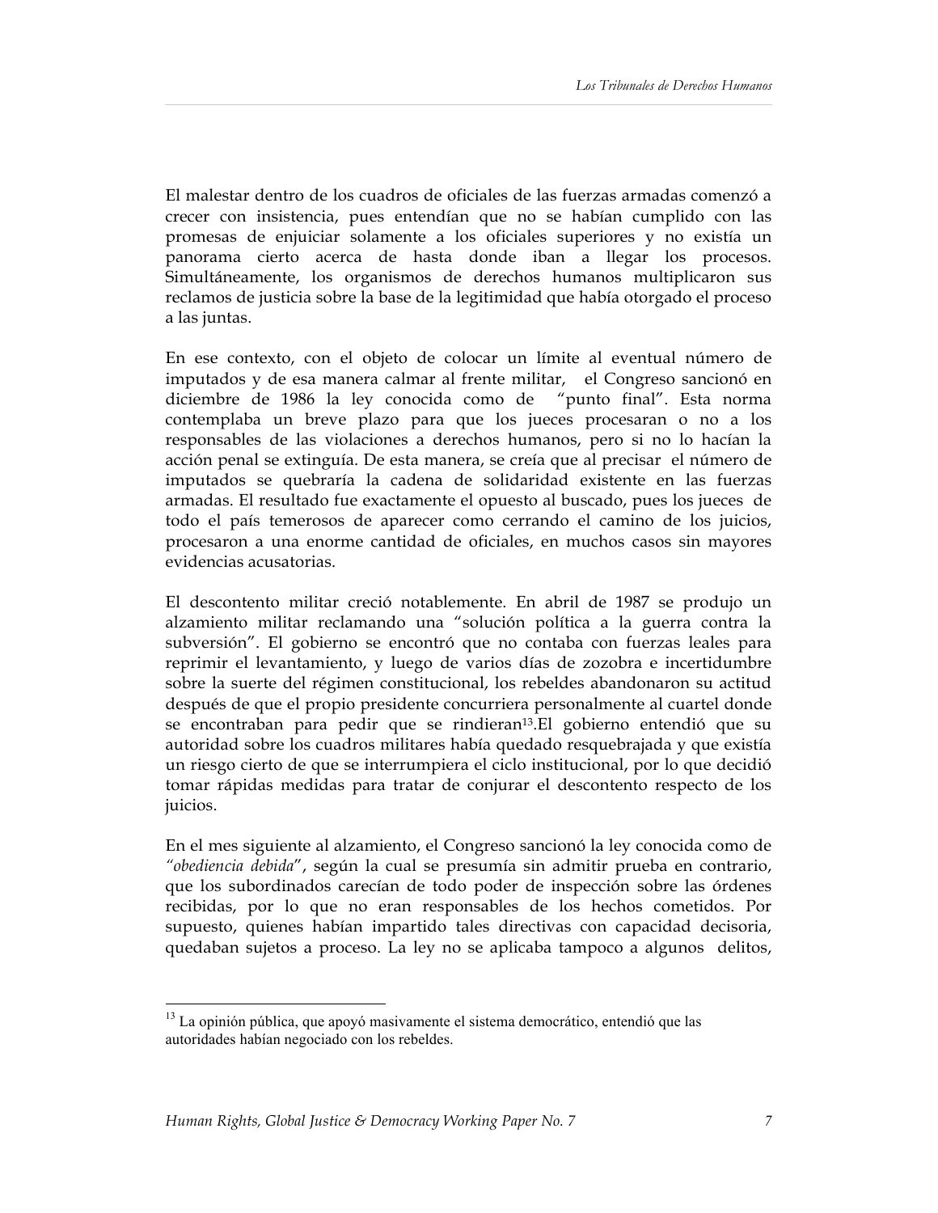El malestar dentro de los cuadros de oficiales de las fuerzas armadas comenzó a crecer con insistencia, pues entendían que no se habían cumplido con las promesas de enjuiciar solamente a los oficiales superiores y no existía un panorama cierto acerca de hasta donde iban a llegar los procesos. Simultáneamente, los organismos de derechos humanos multiplicaron sus reclamos de justicia sobre la base de la legitimidad que había otorgado el proceso a las juntas.

En ese contexto, con el objeto de colocar un límite al eventual número de imputados y de esa manera calmar al frente militar, el Congreso sancionó en diciembre de 1986 la ley conocida como de "punto final". Esta norma contemplaba un breve plazo para que los jueces procesaran o no a los responsables de las violaciones a derechos humanos, pero si no lo hacían la acción penal se extinguía. De esta manera, se creía que al precisar el número de imputados se quebraría la cadena de solidaridad existente en las fuerzas armadas. El resultado fue exactamente el opuesto al buscado, pues los jueces de todo el país temerosos de aparecer como cerrando el camino de los juicios, procesaron a una enorme cantidad de oficiales, en muchos casos sin mayores evidencias acusatorias.

El descontento militar creció notablemente. En abril de 1987 se produjo un alzamiento militar reclamando una "solución política a la guerra contra la subversión". El gobierno se encontró que no contaba con fuerzas leales para reprimir el levantamiento, y luego de varios días de zozobra e incertidumbre sobre la suerte del régimen constitucional, los rebeldes abandonaron su actitud después de que el propio presidente concurriera personalmente al cuartel donde se encontraban para pedir que se rindieran[13].El gobierno entendió que su autoridad sobre los cuadros militares había quedado resquebrajada y que existía un riesgo cierto de que se interrumpiera el ciclo institucional, por lo que decidió tomar rápidas medidas para tratar de conjurar el descontento respecto de los juicios.

En el mes siguiente al alzamiento, el Congreso sancionó la ley conocida como de "*obediencia debida*", según la cual se presumía sin admitir prueba en contrario, que los subordinados carecían de todo poder de inspección sobre las órdenes recibidas, por lo que no eran responsables de los hechos cometidos. Por supuesto, quienes habían impartido tales directivas con capacidad decisoria, quedaban sujetos a proceso. La ley no se aplicaba tampoco a algunos delitos,

---

[13] La opinión pública, que apoyó masivamente el sistema democrático, entendió que las autoridades habían negociado con los rebeldes.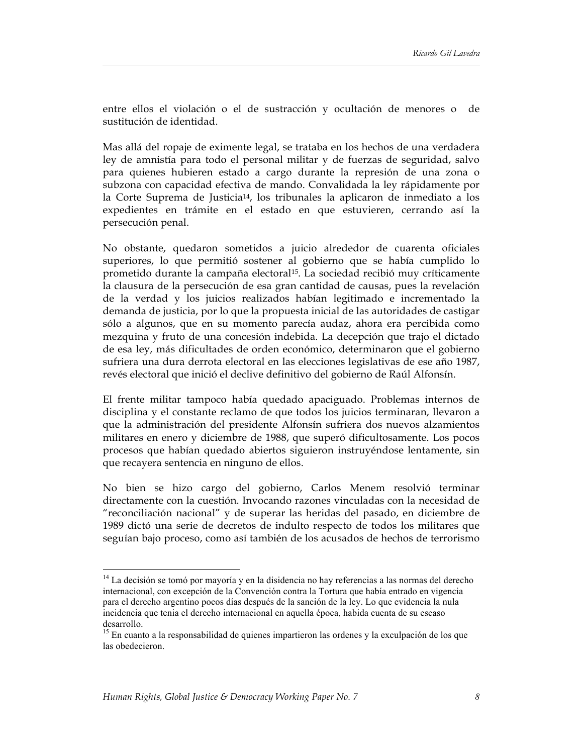entre ellos el violación o el de sustracción y ocultación de menores o de sustitución de identidad.

Mas allá del ropaje de eximente legal, se trataba en los hechos de una verdadera ley de amnistía para todo el personal militar y de fuerzas de seguridad, salvo para quienes hubieren estado a cargo durante la represión de una zona o subzona con capacidad efectiva de mando. Convalidada la ley rápidamente por la Corte Suprema de Justicia[14], los tribunales la aplicaron de inmediato a los expedientes en trámite en el estado en que estuvieren, cerrando así la persecución penal.

No obstante, quedaron sometidos a juicio alrededor de cuarenta oficiales superiores, lo que permitió sostener al gobierno que se había cumplido lo prometido durante la campaña electoral[15]. La sociedad recibió muy críticamente la clausura de la persecución de esa gran cantidad de causas, pues la revelación de la verdad y los juicios realizados habían legitimado e incrementado la demanda de justicia, por lo que la propuesta inicial de las autoridades de castigar sólo a algunos, que en su momento parecía audaz, ahora era percibida como mezquina y fruto de una concesión indebida. La decepción que trajo el dictado de esa ley, más dificultades de orden económico, determinaron que el gobierno sufriera una dura derrota electoral en las elecciones legislativas de ese año 1987, revés electoral que inició el declive definitivo del gobierno de Raúl Alfonsín.

El frente militar tampoco había quedado apaciguado. Problemas internos de disciplina y el constante reclamo de que todos los juicios terminaran, llevaron a que la administración del presidente Alfonsín sufriera dos nuevos alzamientos militares en enero y diciembre de 1988, que superó dificultosamente. Los pocos procesos que habían quedado abiertos siguieron instruyéndose lentamente, sin que recayera sentencia en ninguno de ellos.

No bien se hizo cargo del gobierno, Carlos Menem resolvió terminar directamente con la cuestión. Invocando razones vinculadas con la necesidad de "reconciliación nacional" y de superar las heridas del pasado, en diciembre de 1989 dictó una serie de decretos de indulto respecto de todos los militares que seguían bajo proceso, como así también de los acusados de hechos de terrorismo

---

[14] La decisión se tomó por mayoría y en la disidencia no hay referencias a las normas del derecho internacional, con excepción de la Convención contra la Tortura que había entrado en vigencia para el derecho argentino pocos días después de la sanción de la ley. Lo que evidencia la nula incidencia que tenia el derecho internacional en aquella época, habida cuenta de su escaso desarrollo.

[15] En cuanto a la responsabilidad de quienes impartieron las ordenes y la exculpación de los que las obedecieron.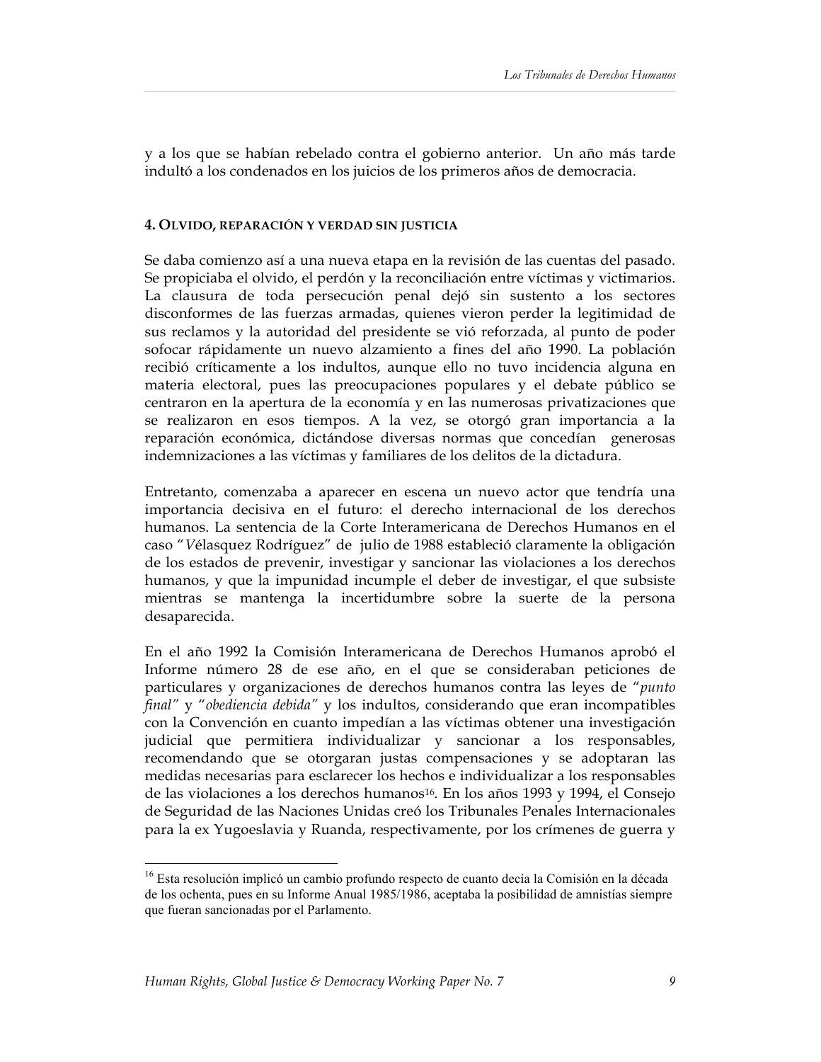y a los que se habían rebelado contra el gobierno anterior. Un año más tarde indultó a los condenados en los juicios de los primeros años de democracia.

## 4. OLVIDO, REPARACIÓN Y VERDAD SIN JUSTICIA

Se daba comienzo así a una nueva etapa en la revisión de las cuentas del pasado. Se propiciaba el olvido, el perdón y la reconciliación entre víctimas y victimarios. La clausura de toda persecución penal dejó sin sustento a los sectores disconformes de las fuerzas armadas, quienes vieron perder la legitimidad de sus reclamos y la autoridad del presidente se vió reforzada, al punto de poder sofocar rápidamente un nuevo alzamiento a fines del año 1990. La población recibió críticamente a los indultos, aunque ello no tuvo incidencia alguna en materia electoral, pues las preocupaciones populares y el debate público se centraron en la apertura de la economía y en las numerosas privatizaciones que se realizaron en esos tiempos. A la vez, se otorgó gran importancia a la reparación económica, dictándose diversas normas que concedían generosas indemnizaciones a las víctimas y familiares de los delitos de la dictadura.

Entretanto, comenzaba a aparecer en escena un nuevo actor que tendría una importancia decisiva en el futuro: el derecho internacional de los derechos humanos. La sentencia de la Corte Interamericana de Derechos Humanos en el caso "*V*élasquez Rodríguez" de julio de 1988 estableció claramente la obligación de los estados de prevenir, investigar y sancionar las violaciones a los derechos humanos, y que la impunidad incumple el deber de investigar, el que subsiste mientras se mantenga la incertidumbre sobre la suerte de la persona desaparecida.

En el año 1992 la Comisión Interamericana de Derechos Humanos aprobó el Informe número 28 de ese año, en el que se consideraban peticiones de particulares y organizaciones de derechos humanos contra las leyes de "*punto final*" y "*obediencia debida*" y los indultos, considerando que eran incompatibles con la Convención en cuanto impedían a las víctimas obtener una investigación judicial que permitiera individualizar y sancionar a los responsables, recomendando que se otorgaran justas compensaciones y se adoptaran las medidas necesarias para esclarecer los hechos e individualizar a los responsables de las violaciones a los derechos humanos[16]. En los años 1993 y 1994, el Consejo de Seguridad de las Naciones Unidas creó los Tribunales Penales Internacionales para la ex Yugoeslavia y Ruanda, respectivamente, por los crímenes de guerra y

---

[16] Esta resolución implicó un cambio profundo respecto de cuanto decía la Comisión en la década de los ochenta, pues en su Informe Anual 1985/1986, aceptaba la posibilidad de amnistías siempre que fueran sancionadas por el Parlamento.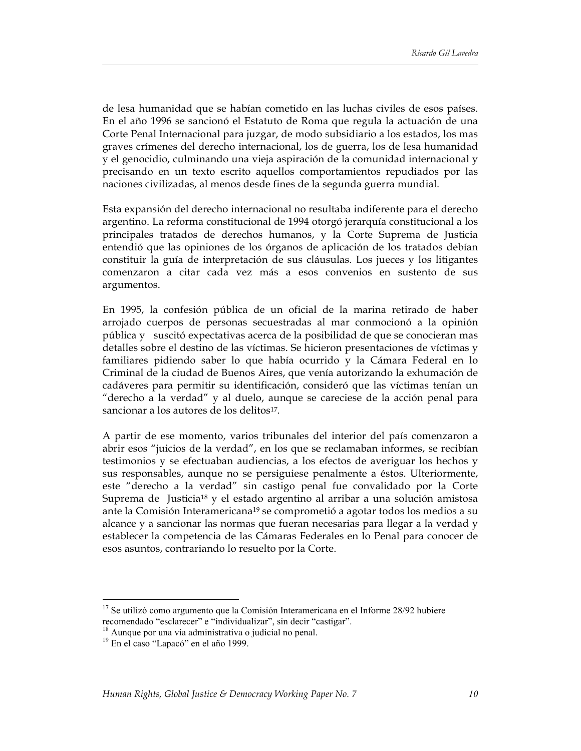de lesa humanidad que se habían cometido en las luchas civiles de esos países. En el año 1996 se sancionó el Estatuto de Roma que regula la actuación de una Corte Penal Internacional para juzgar, de modo subsidiario a los estados, los mas graves crímenes del derecho internacional, los de guerra, los de lesa humanidad y el genocidio, culminando una vieja aspiración de la comunidad internacional y precisando en un texto escrito aquellos comportamientos repudiados por las naciones civilizadas, al menos desde fines de la segunda guerra mundial.

Esta expansión del derecho internacional no resultaba indiferente para el derecho argentino. La reforma constitucional de 1994 otorgó jerarquía constitucional a los principales tratados de derechos humanos, y la Corte Suprema de Justicia entendió que las opiniones de los órganos de aplicación de los tratados debían constituir la guía de interpretación de sus cláusulas. Los jueces y los litigantes comenzaron a citar cada vez más a esos convenios en sustento de sus argumentos.

En 1995, la confesión pública de un oficial de la marina retirado de haber arrojado cuerpos de personas secuestradas al mar conmocionó a la opinión pública y suscitó expectativas acerca de la posibilidad de que se conocieran mas detalles sobre el destino de las víctimas. Se hicieron presentaciones de víctimas y familiares pidiendo saber lo que había ocurrido y la Cámara Federal en lo Criminal de la ciudad de Buenos Aires, que venía autorizando la exhumación de cadáveres para permitir su identificación, consideró que las víctimas tenían un "derecho a la verdad" y al duelo, aunque se careciese de la acción penal para sancionar a los autores de los delitos[17].

A partir de ese momento, varios tribunales del interior del país comenzaron a abrir esos "juicios de la verdad", en los que se reclamaban informes, se recibían testimonios y se efectuaban audiencias, a los efectos de averiguar los hechos y sus responsables, aunque no se persiguiese penalmente a éstos. Ulteriormente, este "derecho a la verdad" sin castigo penal fue convalidado por la Corte Suprema de Justicia[18] y el estado argentino al arribar a una solución amistosa ante la Comisión Interamericana[19] se comprometió a agotar todos los medios a su alcance y a sancionar las normas que fueran necesarias para llegar a la verdad y establecer la competencia de las Cámaras Federales en lo Penal para conocer de esos asuntos, contrariando lo resuelto por la Corte.

---

[17] Se utilizó como argumento que la Comisión Interamericana en el Informe 28/92 hubiere recomendado "esclarecer" e "individualizar", sin decir "castigar".

[18] Aunque por una vía administrativa o judicial no penal.

[19] En el caso "Lapacó" en el año 1999.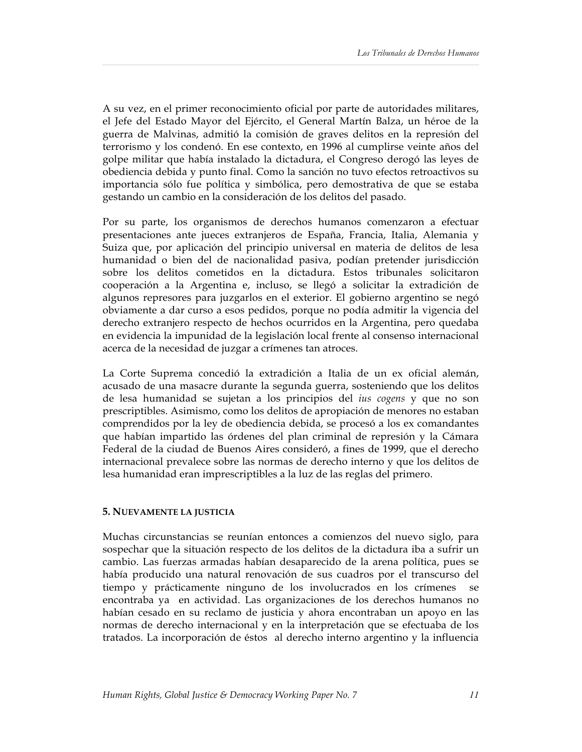A su vez, en el primer reconocimiento oficial por parte de autoridades militares, el Jefe del Estado Mayor del Ejército, el General Martín Balza, un héroe de la guerra de Malvinas, admitió la comisión de graves delitos en la represión del terrorismo y los condenó. En ese contexto, en 1996 al cumplirse veinte años del golpe militar que había instalado la dictadura, el Congreso derogó las leyes de obediencia debida y punto final. Como la sanción no tuvo efectos retroactivos su importancia sólo fue política y simbólica, pero demostrativa de que se estaba gestando un cambio en la consideración de los delitos del pasado.

Por su parte, los organismos de derechos humanos comenzaron a efectuar presentaciones ante jueces extranjeros de España, Francia, Italia, Alemania y Suiza que, por aplicación del principio universal en materia de delitos de lesa humanidad o bien del de nacionalidad pasiva, podían pretender jurisdicción sobre los delitos cometidos en la dictadura. Estos tribunales solicitaron cooperación a la Argentina e, incluso, se llegó a solicitar la extradición de algunos represores para juzgarlos en el exterior. El gobierno argentino se negó obviamente a dar curso a esos pedidos, porque no podía admitir la vigencia del derecho extranjero respecto de hechos ocurridos en la Argentina, pero quedaba en evidencia la impunidad de la legislación local frente al consenso internacional acerca de la necesidad de juzgar a crímenes tan atroces.

La Corte Suprema concedió la extradición a Italia de un ex oficial alemán, acusado de una masacre durante la segunda guerra, sosteniendo que los delitos de lesa humanidad se sujetan a los principios del *ius cogens* y que no son prescriptibles. Asimismo, como los delitos de apropiación de menores no estaban comprendidos por la ley de obediencia debida, se procesó a los ex comandantes que habían impartido las órdenes del plan criminal de represión y la Cámara Federal de la ciudad de Buenos Aires consideró, a fines de 1999, que el derecho internacional prevalece sobre las normas de derecho interno y que los delitos de lesa humanidad eran imprescriptibles a la luz de las reglas del primero.

#### 5. NUEVAMENTE LA JUSTICIA

Muchas circunstancias se reunían entonces a comienzos del nuevo siglo, para sospechar que la situación respecto de los delitos de la dictadura iba a sufrir un cambio. Las fuerzas armadas habían desaparecido de la arena política, pues se había producido una natural renovación de sus cuadros por el transcurso del tiempo y prácticamente ninguno de los involucrados en los crímenes se encontraba ya en actividad. Las organizaciones de los derechos humanos no habían cesado en su reclamo de justicia y ahora encontraban un apoyo en las normas de derecho internacional y en la interpretación que se efectuaba de los tratados. La incorporación de éstos al derecho interno argentino y la influencia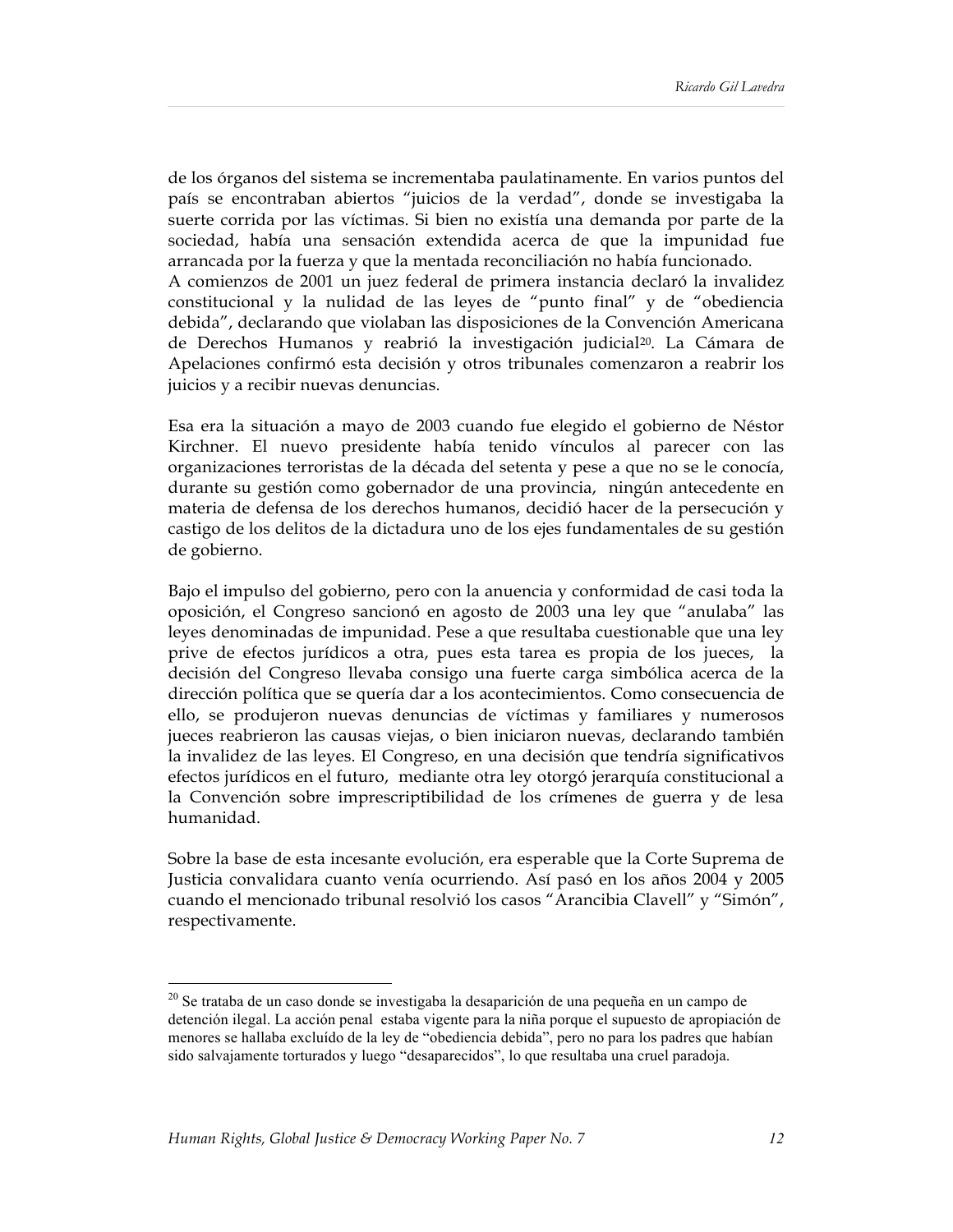de los órganos del sistema se incrementaba paulatinamente. En varios puntos del país se encontraban abiertos "juicios de la verdad", donde se investigaba la suerte corrida por las víctimas. Si bien no existía una demanda por parte de la sociedad, había una sensación extendida acerca de que la impunidad fue arrancada por la fuerza y que la mentada reconciliación no había funcionado.
A comienzos de 2001 un juez federal de primera instancia declaró la invalidez constitucional y la nulidad de las leyes de "punto final" y de "obediencia debida", declarando que violaban las disposiciones de la Convención Americana de Derechos Humanos y reabrió la investigación judicial[20]. La Cámara de Apelaciones confirmó esta decisión y otros tribunales comenzaron a reabrir los juicios y a recibir nuevas denuncias.

Esa era la situación a mayo de 2003 cuando fue elegido el gobierno de Néstor Kirchner. El nuevo presidente había tenido vínculos al parecer con las organizaciones terroristas de la década del setenta y pese a que no se le conocía, durante su gestión como gobernador de una provincia, ningún antecedente en materia de defensa de los derechos humanos, decidió hacer de la persecución y castigo de los delitos de la dictadura uno de los ejes fundamentales de su gestión de gobierno.

Bajo el impulso del gobierno, pero con la anuencia y conformidad de casi toda la oposición, el Congreso sancionó en agosto de 2003 una ley que "anulaba" las leyes denominadas de impunidad. Pese a que resultaba cuestionable que una ley prive de efectos jurídicos a otra, pues esta tarea es propia de los jueces, la decisión del Congreso llevaba consigo una fuerte carga simbólica acerca de la dirección política que se quería dar a los acontecimientos. Como consecuencia de ello, se produjeron nuevas denuncias de víctimas y familiares y numerosos jueces reabrieron las causas viejas, o bien iniciaron nuevas, declarando también la invalidez de las leyes. El Congreso, en una decisión que tendría significativos efectos jurídicos en el futuro, mediante otra ley otorgó jerarquía constitucional a la Convención sobre imprescriptibilidad de los crímenes de guerra y de lesa humanidad.

Sobre la base de esta incesante evolución, era esperable que la Corte Suprema de Justicia convalidara cuanto venía ocurriendo. Así pasó en los años 2004 y 2005 cuando el mencionado tribunal resolvió los casos "Arancibia Clavell" y "Simón", respectivamente.

---

[20] Se trataba de un caso donde se investigaba la desaparición de una pequeña en un campo de detención ilegal. La acción penal estaba vigente para la niña porque el supuesto de apropiación de menores se hallaba excluído de la ley de "obediencia debida", pero no para los padres que habían sido salvajamente torturados y luego "desaparecidos", lo que resultaba una cruel paradoja.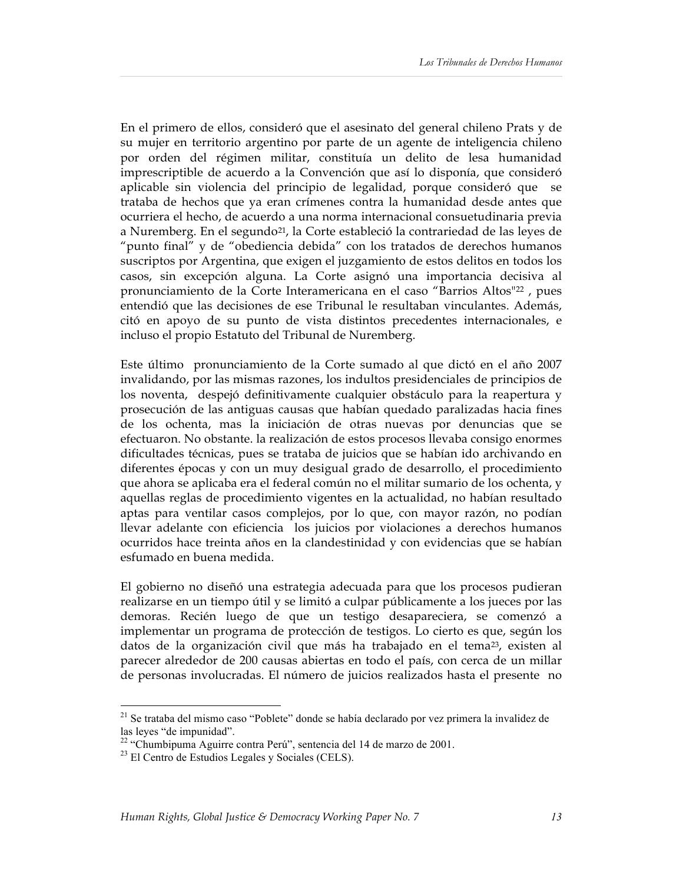En el primero de ellos, consideró que el asesinato del general chileno Prats y de su mujer en territorio argentino por parte de un agente de inteligencia chileno por orden del régimen militar, constituía un delito de lesa humanidad imprescriptible de acuerdo a la Convención que así lo disponía, que consideró aplicable sin violencia del principio de legalidad, porque consideró que se trataba de hechos que ya eran crímenes contra la humanidad desde antes que ocurriera el hecho, de acuerdo a una norma internacional consuetudinaria previa a Nuremberg. En el segundo[21], la Corte estableció la contrariedad de las leyes de "punto final" y de "obediencia debida" con los tratados de derechos humanos suscriptos por Argentina, que exigen el juzgamiento de estos delitos en todos los casos, sin excepción alguna. La Corte asignó una importancia decisiva al pronunciamiento de la Corte Interamericana en el caso "Barrios Altos"[22] , pues entendió que las decisiones de ese Tribunal le resultaban vinculantes. Además, citó en apoyo de su punto de vista distintos precedentes internacionales, e incluso el propio Estatuto del Tribunal de Nuremberg.

Este último pronunciamiento de la Corte sumado al que dictó en el año 2007 invalidando, por las mismas razones, los indultos presidenciales de principios de los noventa, despejó definitivamente cualquier obstáculo para la reapertura y prosecución de las antiguas causas que habían quedado paralizadas hacia fines de los ochenta, mas la iniciación de otras nuevas por denuncias que se efectuaron. No obstante. la realización de estos procesos llevaba consigo enormes dificultades técnicas, pues se trataba de juicios que se habían ido archivando en diferentes épocas y con un muy desigual grado de desarrollo, el procedimiento que ahora se aplicaba era el federal común no el militar sumario de los ochenta, y aquellas reglas de procedimiento vigentes en la actualidad, no habían resultado aptas para ventilar casos complejos, por lo que, con mayor razón, no podían llevar adelante con eficiencia los juicios por violaciones a derechos humanos ocurridos hace treinta años en la clandestinidad y con evidencias que se habían esfumado en buena medida.

El gobierno no diseñó una estrategia adecuada para que los procesos pudieran realizarse en un tiempo útil y se limitó a culpar públicamente a los jueces por las demoras. Recién luego de que un testigo desapareciera, se comenzó a implementar un programa de protección de testigos. Lo cierto es que, según los datos de la organización civil que más ha trabajado en el tema[23], existen al parecer alrededor de 200 causas abiertas en todo el país, con cerca de un millar de personas involucradas. El número de juicios realizados hasta el presente no

---

[21] Se trataba del mismo caso "Poblete" donde se había declarado por vez primera la invalidez de las leyes "de impunidad".

[22] "Chumbipuma Aguirre contra Perú", sentencia del 14 de marzo de 2001.

[23] El Centro de Estudios Legales y Sociales (CELS).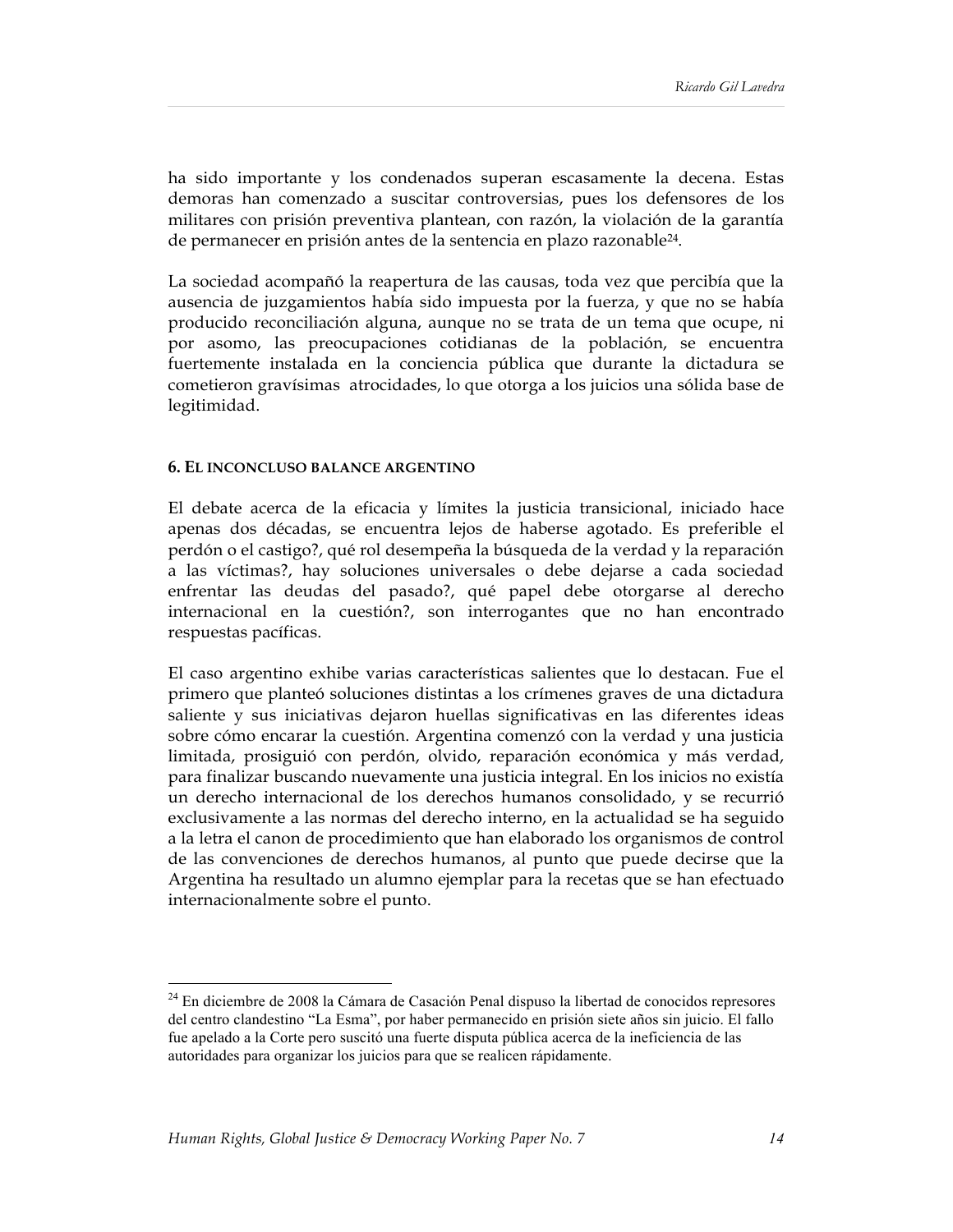ha sido importante y los condenados superan escasamente la decena. Estas demoras han comenzado a suscitar controversias, pues los defensores de los militares con prisión preventiva plantean, con razón, la violación de la garantía de permanecer en prisión antes de la sentencia en plazo razonable[24].

La sociedad acompañó la reapertura de las causas, toda vez que percibía que la ausencia de juzgamientos había sido impuesta por la fuerza, y que no se había producido reconciliación alguna, aunque no se trata de un tema que ocupe, ni por asomo, las preocupaciones cotidianas de la población, se encuentra fuertemente instalada en la conciencia pública que durante la dictadura se cometieron gravísimas atrocidades, lo que otorga a los juicios una sólida base de legitimidad.

#### 6. El inconcluso balance argentino

El debate acerca de la eficacia y límites la justicia transicional, iniciado hace apenas dos décadas, se encuentra lejos de haberse agotado. Es preferible el perdón o el castigo?, qué rol desempeña la búsqueda de la verdad y la reparación a las víctimas?, hay soluciones universales o debe dejarse a cada sociedad enfrentar las deudas del pasado?, qué papel debe otorgarse al derecho internacional en la cuestión?, son interrogantes que no han encontrado respuestas pacíficas.

El caso argentino exhibe varias características salientes que lo destacan. Fue el primero que planteó soluciones distintas a los crímenes graves de una dictadura saliente y sus iniciativas dejaron huellas significativas en las diferentes ideas sobre cómo encarar la cuestión. Argentina comenzó con la verdad y una justicia limitada, prosiguió con perdón, olvido, reparación económica y más verdad, para finalizar buscando nuevamente una justicia integral. En los inicios no existía un derecho internacional de los derechos humanos consolidado, y se recurrió exclusivamente a las normas del derecho interno, en la actualidad se ha seguido a la letra el canon de procedimiento que han elaborado los organismos de control de las convenciones de derechos humanos, al punto que puede decirse que la Argentina ha resultado un alumno ejemplar para la recetas que se han efectuado internacionalmente sobre el punto.

---

[24] En diciembre de 2008 la Cámara de Casación Penal dispuso la libertad de conocidos represores del centro clandestino "La Esma", por haber permanecido en prisión siete años sin juicio. El fallo fue apelado a la Corte pero suscitó una fuerte disputa pública acerca de la ineficiencia de las autoridades para organizar los juicios para que se realicen rápidamente.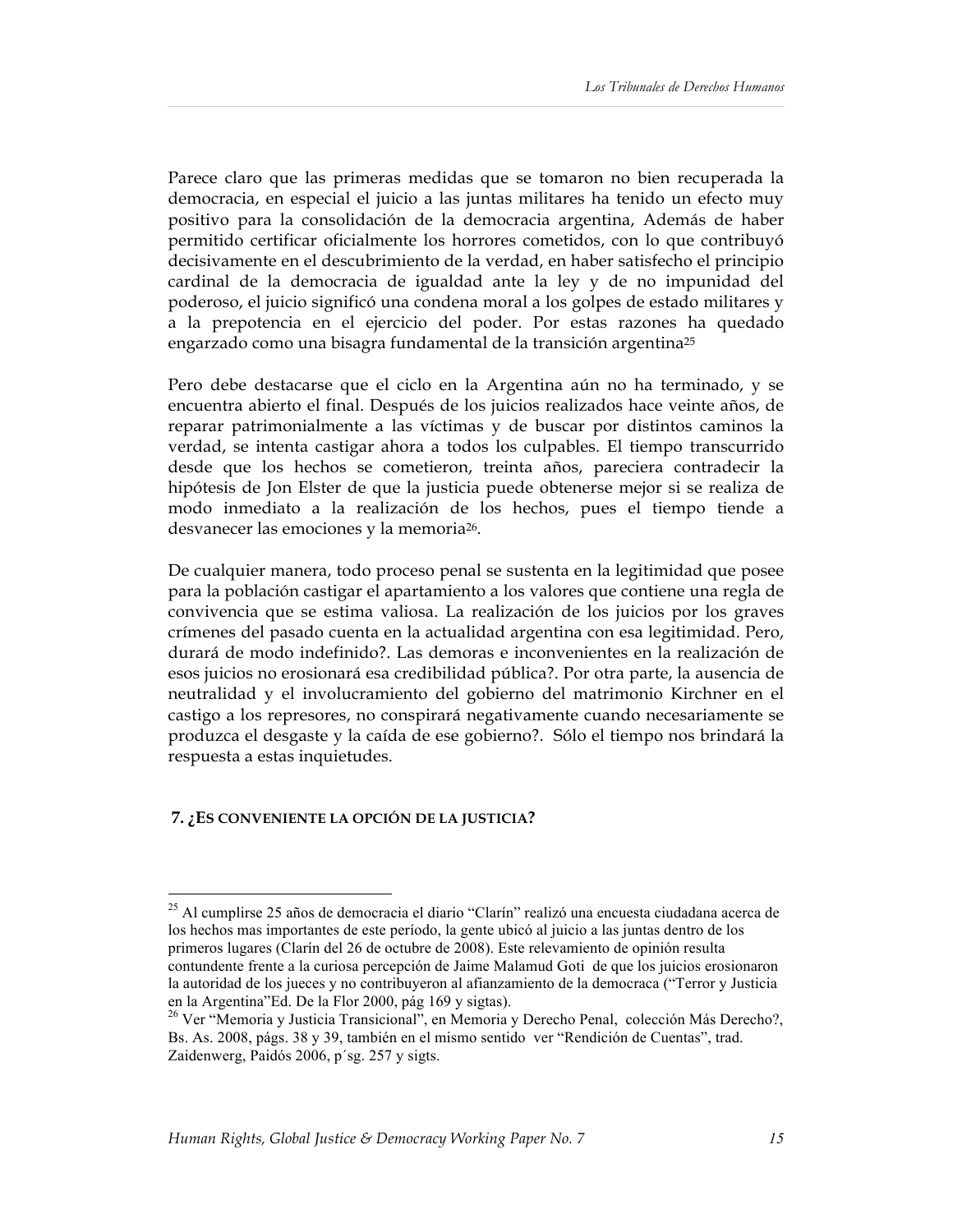Parece claro que las primeras medidas que se tomaron no bien recuperada la democracia, en especial el juicio a las juntas militares ha tenido un efecto muy positivo para la consolidación de la democracia argentina, Además de haber permitido certificar oficialmente los horrores cometidos, con lo que contribuyó decisivamente en el descubrimiento de la verdad, en haber satisfecho el principio cardinal de la democracia de igualdad ante la ley y de no impunidad del poderoso, el juicio significó una condena moral a los golpes de estado militares y a la prepotencia en el ejercicio del poder. Por estas razones ha quedado engarzado como una bisagra fundamental de la transición argentina[25]

Pero debe destacarse que el ciclo en la Argentina aún no ha terminado, y se encuentra abierto el final. Después de los juicios realizados hace veinte años, de reparar patrimonialmente a las víctimas y de buscar por distintos caminos la verdad, se intenta castigar ahora a todos los culpables. El tiempo transcurrido desde que los hechos se cometieron, treinta años, pareciera contradecir la hipótesis de Jon Elster de que la justicia puede obtenerse mejor si se realiza de modo inmediato a la realización de los hechos, pues el tiempo tiende a desvanecer las emociones y la memoria[26].

De cualquier manera, todo proceso penal se sustenta en la legitimidad que posee para la población castigar el apartamiento a los valores que contiene una regla de convivencia que se estima valiosa. La realización de los juicios por los graves crímenes del pasado cuenta en la actualidad argentina con esa legitimidad. Pero, durará de modo indefinido?. Las demoras e inconvenientes en la realización de esos juicios no erosionará esa credibilidad pública?. Por otra parte, la ausencia de neutralidad y el involucramiento del gobierno del matrimonio Kirchner en el castigo a los represores, no conspirará negativamente cuando necesariamente se produzca el desgaste y la caída de ese gobierno?. Sólo el tiempo nos brindará la respuesta a estas inquietudes.

## 7. ¿ES CONVENIENTE LA OPCIÓN DE LA JUSTICIA?

---

[25] Al cumplirse 25 años de democracia el diario "Clarín" realizó una encuesta ciudadana acerca de los hechos mas importantes de este período, la gente ubicó al juicio a las juntas dentro de los primeros lugares (Clarín del 26 de octubre de 2008). Este relevamiento de opinión resulta contundente frente a la curiosa percepción de Jaime Malamud Goti de que los juicios erosionaron la autoridad de los jueces y no contribuyeron al afianzamiento de la democraca ("Terror y Justicia en la Argentina"Ed. De la Flor 2000, pág 169 y sigtas).

[26] Ver "Memoria y Justicia Transicional", en Memoria y Derecho Penal, colección Más Derecho?, Bs. As. 2008, págs. 38 y 39, también en el mismo sentido ver "Rendición de Cuentas", trad. Zaidenwerg, Paidós 2006, p´sg. 257 y sigts.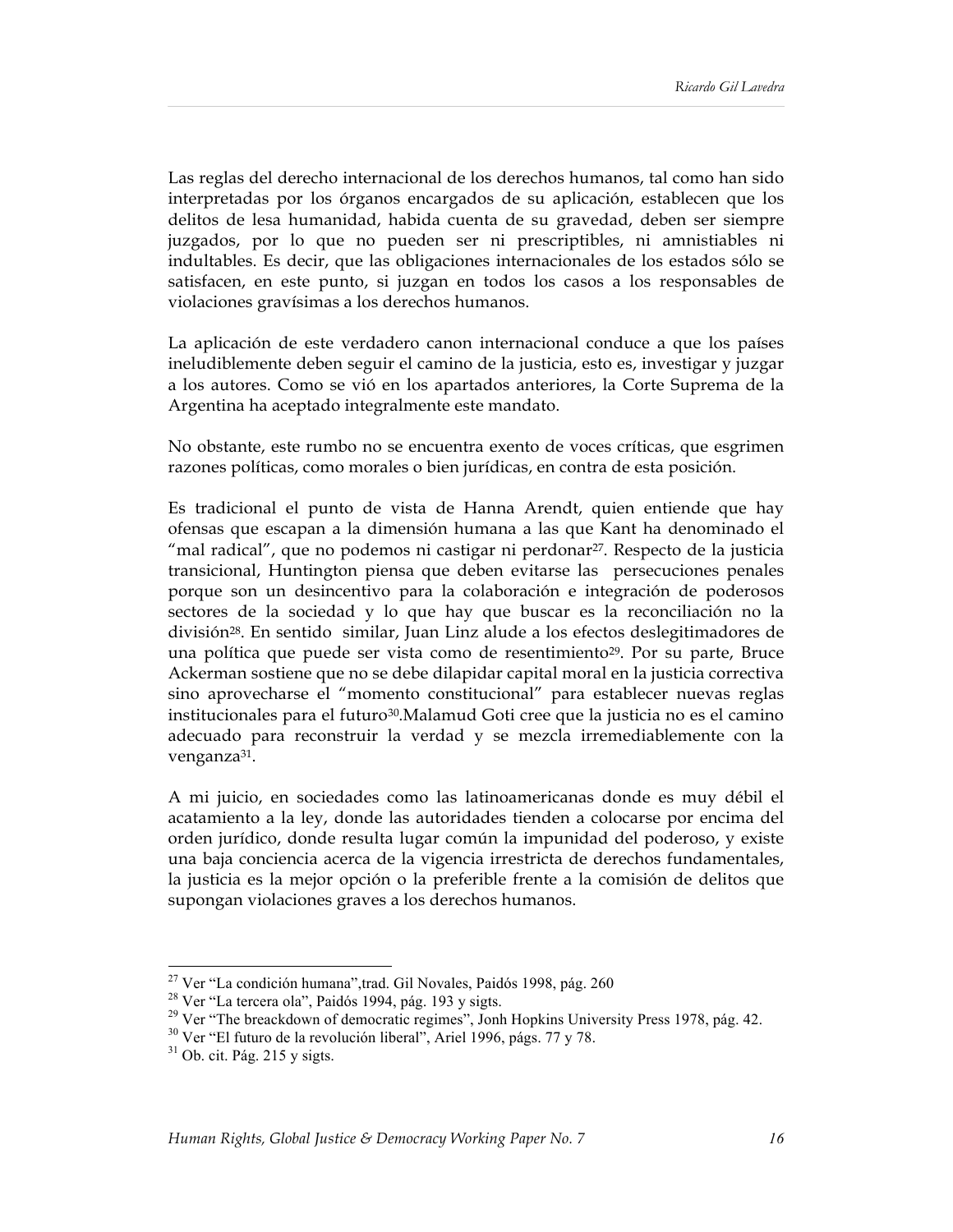Las reglas del derecho internacional de los derechos humanos, tal como han sido interpretadas por los órganos encargados de su aplicación, establecen que los delitos de lesa humanidad, habida cuenta de su gravedad, deben ser siempre juzgados, por lo que no pueden ser ni prescriptibles, ni amnistiables ni indultables. Es decir, que las obligaciones internacionales de los estados sólo se satisfacen, en este punto, si juzgan en todos los casos a los responsables de violaciones gravísimas a los derechos humanos.

La aplicación de este verdadero canon internacional conduce a que los países ineludiblemente deben seguir el camino de la justicia, esto es, investigar y juzgar a los autores. Como se vió en los apartados anteriores, la Corte Suprema de la Argentina ha aceptado integralmente este mandato.

No obstante, este rumbo no se encuentra exento de voces críticas, que esgrimen razones políticas, como morales o bien jurídicas, en contra de esta posición.

Es tradicional el punto de vista de Hanna Arendt, quien entiende que hay ofensas que escapan a la dimensión humana a las que Kant ha denominado el "mal radical", que no podemos ni castigar ni perdonar[27]. Respecto de la justicia transicional, Huntington piensa que deben evitarse las persecuciones penales porque son un desincentivo para la colaboración e integración de poderosos sectores de la sociedad y lo que hay que buscar es la reconciliación no la división[28]. En sentido similar, Juan Linz alude a los efectos deslegitimadores de una política que puede ser vista como de resentimiento[29]. Por su parte, Bruce Ackerman sostiene que no se debe dilapidar capital moral en la justicia correctiva sino aprovecharse el "momento constitucional" para establecer nuevas reglas institucionales para el futuro[30].Malamud Goti cree que la justicia no es el camino adecuado para reconstruir la verdad y se mezcla irremediablemente con la venganza[31].

A mi juicio, en sociedades como las latinoamericanas donde es muy débil el acatamiento a la ley, donde las autoridades tienden a colocarse por encima del orden jurídico, donde resulta lugar común la impunidad del poderoso, y existe una baja conciencia acerca de la vigencia irrestricta de derechos fundamentales, la justicia es la mejor opción o la preferible frente a la comisión de delitos que supongan violaciones graves a los derechos humanos.

---

[27] Ver "La condición humana",trad. Gil Novales, Paidós 1998, pág. 260

[28] Ver "La tercera ola", Paidós 1994, pág. 193 y sigts.

[29] Ver "The breackdown of democratic regimes", Jonh Hopkins University Press 1978, pág. 42.

[30] Ver "El futuro de la revolución liberal", Ariel 1996, págs. 77 y 78.

[31] Ob. cit. Pág. 215 y sigts.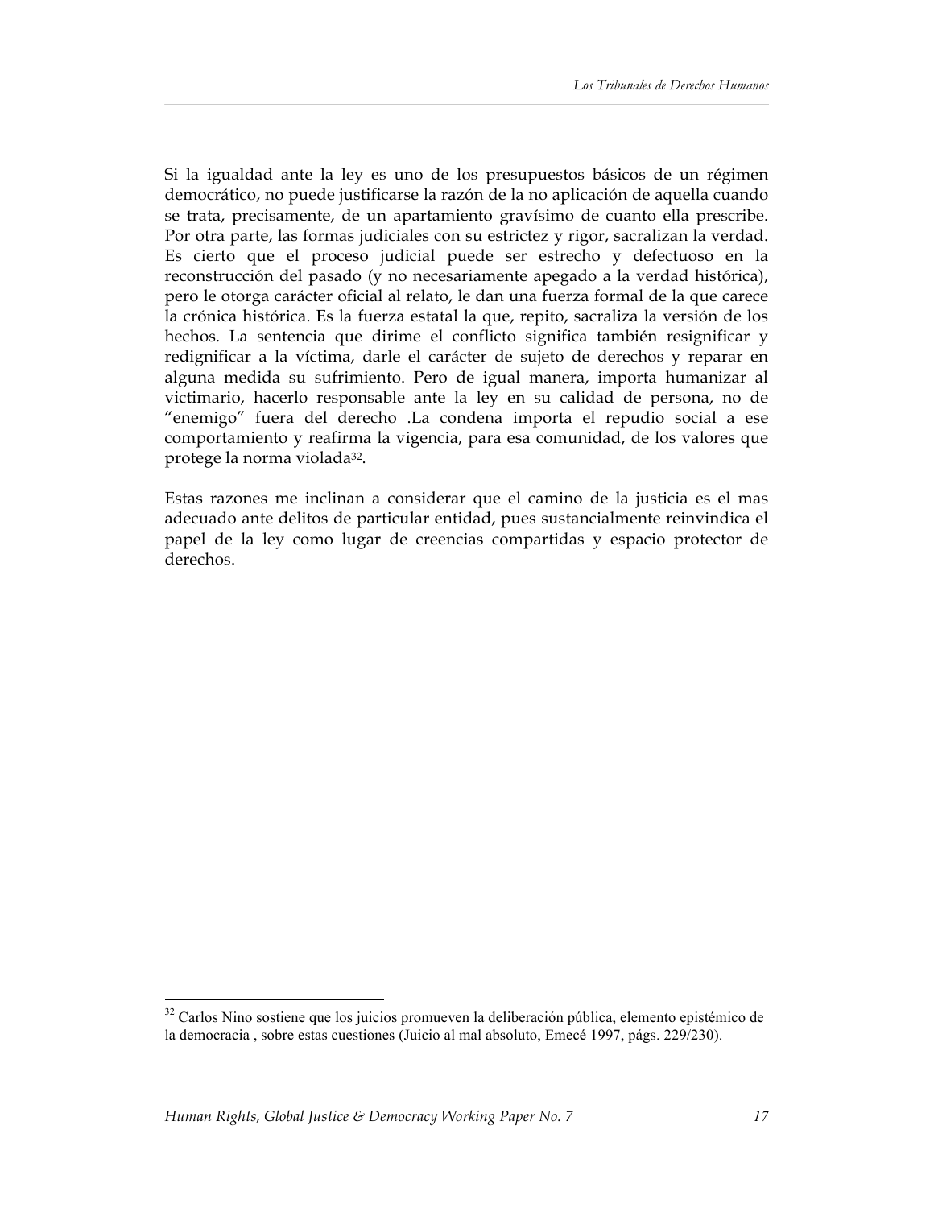Si la igualdad ante la ley es uno de los presupuestos básicos de un régimen democrático, no puede justificarse la razón de la no aplicación de aquella cuando se trata, precisamente, de un apartamiento gravísimo de cuanto ella prescribe. Por otra parte, las formas judiciales con su estrictez y rigor, sacralizan la verdad. Es cierto que el proceso judicial puede ser estrecho y defectuoso en la reconstrucción del pasado (y no necesariamente apegado a la verdad histórica), pero le otorga carácter oficial al relato, le dan una fuerza formal de la que carece la crónica histórica. Es la fuerza estatal la que, repito, sacraliza la versión de los hechos. La sentencia que dirime el conflicto significa también resignificar y redignificar a la víctima, darle el carácter de sujeto de derechos y reparar en alguna medida su sufrimiento. Pero de igual manera, importa humanizar al victimario, hacerlo responsable ante la ley en su calidad de persona, no de "enemigo" fuera del derecho .La condena importa el repudio social a ese comportamiento y reafirma la vigencia, para esa comunidad, de los valores que protege la norma violada[32].

Estas razones me inclinan a considerar que el camino de la justicia es el mas adecuado ante delitos de particular entidad, pues sustancialmente reinvindica el papel de la ley como lugar de creencias compartidas y espacio protector de derechos.

---

[32] Carlos Nino sostiene que los juicios promueven la deliberación pública, elemento epistémico de la democracia , sobre estas cuestiones (Juicio al mal absoluto, Emecé 1997, págs. 229/230).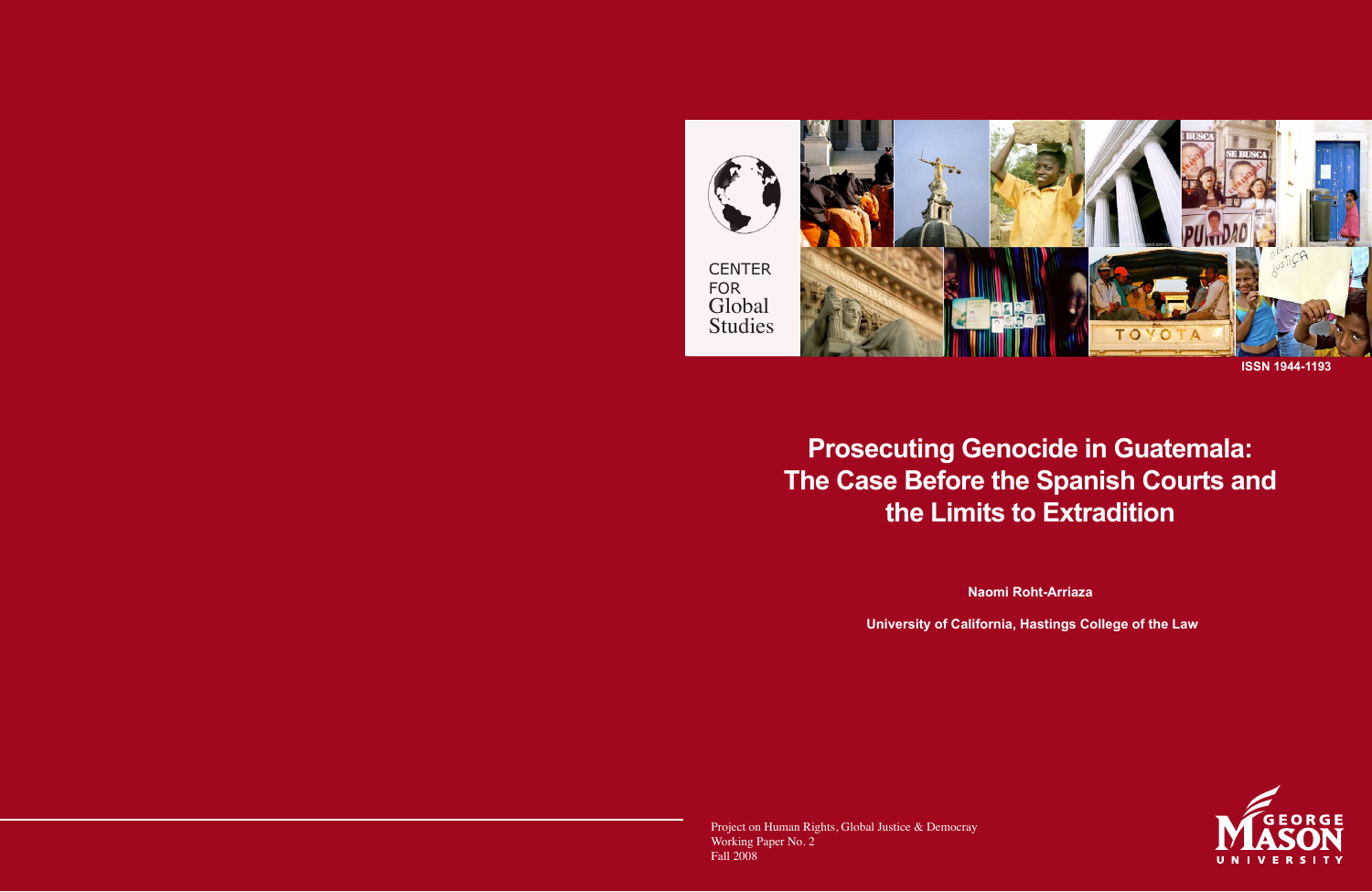CENTER FOR Global Studies

ISSN 1944-1193

# Prosecuting Genocide in Guatemala: The Case Before the Spanish Courts and the Limits to Extradition

**Naomi Roht-Arriaza**

**University of California, Hastings College of the Law**

Project on Human Rights, Global Justice & Democray
Working Paper No. 2
Fall 2008

GEORGE MASON UNIVERSITY